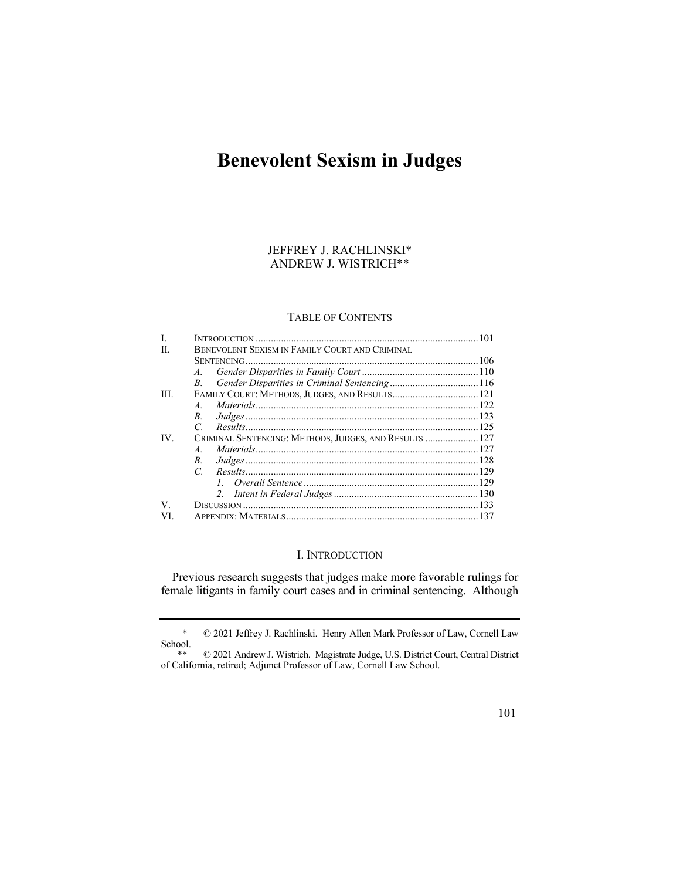# Benevolent Sexism in Judges

JEFFREY J. RACHLINSKI*
ANDREW J. WISTRICH**

TABLE OF CONTENTS

| | | |
|---|---|---|
| I. | INTRODUCTION | 101 |
| II. | BENEVOLENT SEXISM IN FAMILY COURT AND CRIMINAL SENTENCING | 106 |
| | *A. Gender Disparities in Family Court* | 110 |
| | *B. Gender Disparities in Criminal Sentencing* | 116 |
| III. | FAMILY COURT: METHODS, JUDGES, AND RESULTS | 121 |
| | *A. Materials* | 122 |
| | *B. Judges* | 123 |
| | *C. Results* | 125 |
| IV. | CRIMINAL SENTENCING: METHODS, JUDGES, AND RESULTS | 127 |
| | *A. Materials* | 127 |
| | *B. Judges* | 128 |
| | *C. Results* | 129 |
| | *1. Overall Sentence* | 129 |
| | *2. Intent in Federal Judges* | 130 |
| V. | DISCUSSION | 133 |
| VI. | APPENDIX: MATERIALS | 137 |

## I. INTRODUCTION

Previous research suggests that judges make more favorable rulings for female litigants in family court cases and in criminal sentencing. Although

---

\* © 2021 Jeffrey J. Rachlinski. Henry Allen Mark Professor of Law, Cornell Law School.

\*\* © 2021 Andrew J. Wistrich. Magistrate Judge, U.S. District Court, Central District of California, retired; Adjunct Professor of Law, Cornell Law School.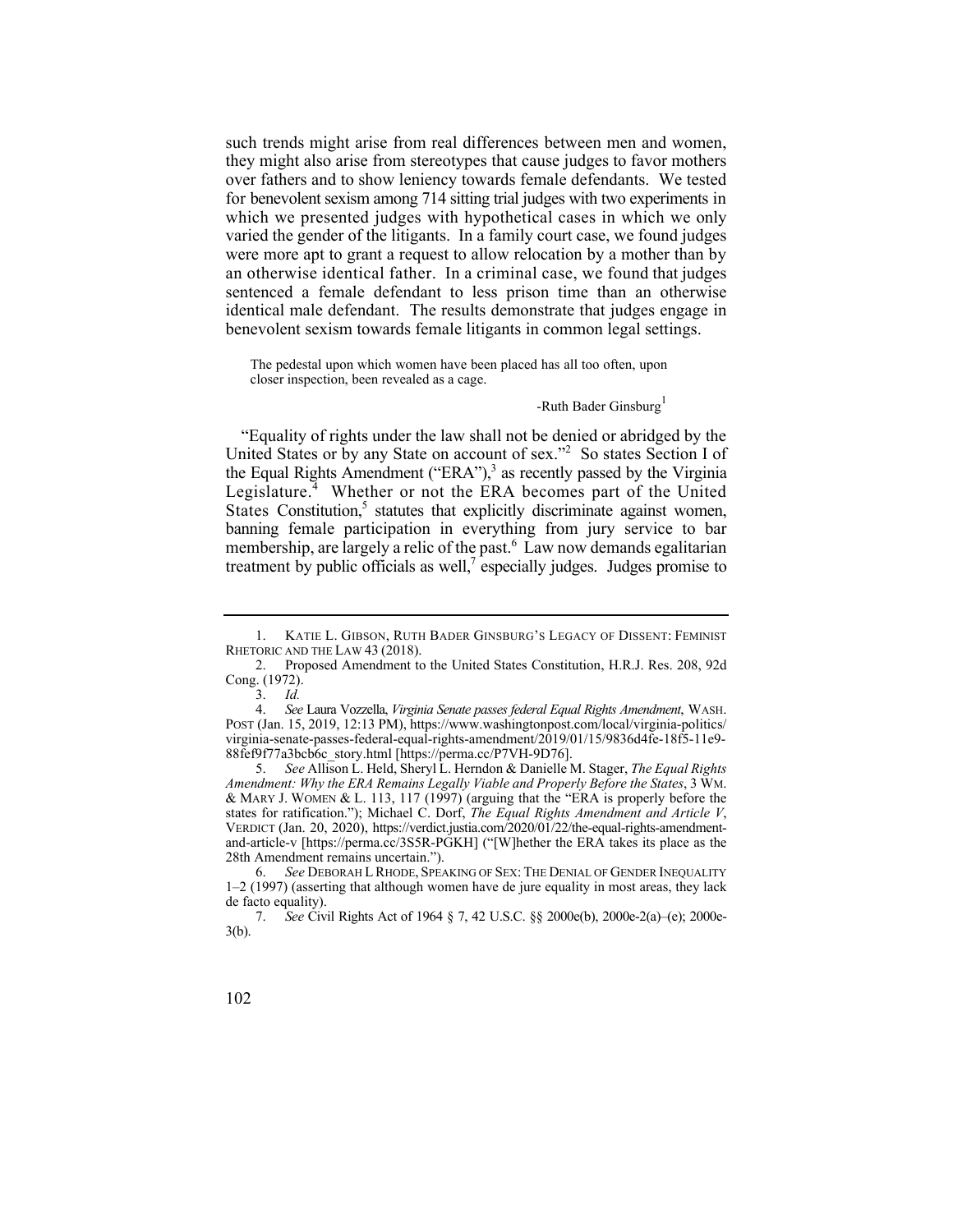such trends might arise from real differences between men and women, they might also arise from stereotypes that cause judges to favor mothers over fathers and to show leniency towards female defendants. We tested for benevolent sexism among 714 sitting trial judges with two experiments in which we presented judges with hypothetical cases in which we only varied the gender of the litigants. In a family court case, we found judges were more apt to grant a request to allow relocation by a mother than by an otherwise identical father. In a criminal case, we found that judges sentenced a female defendant to less prison time than an otherwise identical male defendant. The results demonstrate that judges engage in benevolent sexism towards female litigants in common legal settings.

> The pedestal upon which women have been placed has all too often, upon closer inspection, been revealed as a cage.
>
> -Ruth Bader Ginsburg[1]

"Equality of rights under the law shall not be denied or abridged by the United States or by any State on account of sex."[2] So states Section I of the Equal Rights Amendment ("ERA"),[3] as recently passed by the Virginia Legislature.[4] Whether or not the ERA becomes part of the United States Constitution,[5] statutes that explicitly discriminate against women, banning female participation in everything from jury service to bar membership, are largely a relic of the past.[6] Law now demands egalitarian treatment by public officials as well,[7] especially judges. Judges promise to

---

1. KATIE L. GIBSON, RUTH BADER GINSBURG'S LEGACY OF DISSENT: FEMINIST RHETORIC AND THE LAW 43 (2018).

2. Proposed Amendment to the United States Constitution, H.R.J. Res. 208, 92d Cong. (1972).

3. *Id.*

4. *See* Laura Vozzella, *Virginia Senate passes federal Equal Rights Amendment*, WASH. POST (Jan. 15, 2019, 12:13 PM), https://www.washingtonpost.com/local/virginia-politics/virginia-senate-passes-federal-equal-rights-amendment/2019/01/15/9836d4fe-18f5-11e9-88fef9f77a3bcb6c_story.html [https://perma.cc/P7VH-9D76].

5. *See* Allison L. Held, Sheryl L. Herndon & Danielle M. Stager, *The Equal Rights Amendment: Why the ERA Remains Legally Viable and Properly Before the States*, 3 WM. & MARY J. WOMEN & L. 113, 117 (1997) (arguing that the "ERA is properly before the states for ratification."); Michael C. Dorf, *The Equal Rights Amendment and Article V*, VERDICT (Jan. 20, 2020), https://verdict.justia.com/2020/01/22/the-equal-rights-amendment-and-article-v [https://perma.cc/3S5R-PGKH] ("[W]hether the ERA takes its place as the 28th Amendment remains uncertain.").

6. *See* DEBORAH L RHODE, SPEAKING OF SEX: THE DENIAL OF GENDER INEQUALITY 1–2 (1997) (asserting that although women have de jure equality in most areas, they lack de facto equality).

7. *See* Civil Rights Act of 1964 § 7, 42 U.S.C. §§ 2000e(b), 2000e-2(a)–(e); 2000e-3(b).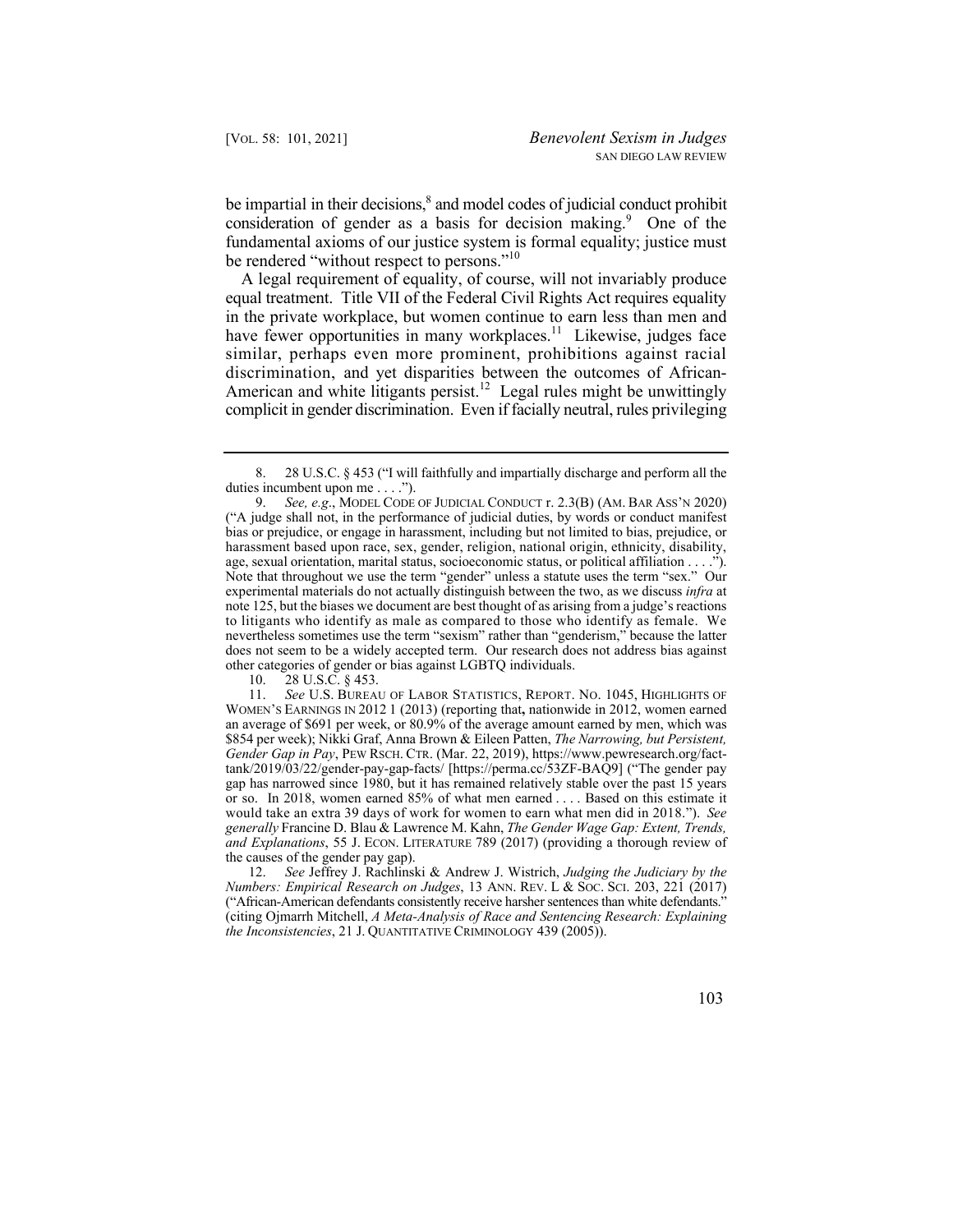be impartial in their decisions,[8] and model codes of judicial conduct prohibit consideration of gender as a basis for decision making.[9] One of the fundamental axioms of our justice system is formal equality; justice must be rendered "without respect to persons."[10]

A legal requirement of equality, of course, will not invariably produce equal treatment. Title VII of the Federal Civil Rights Act requires equality in the private workplace, but women continue to earn less than men and have fewer opportunities in many workplaces.[11] Likewise, judges face similar, perhaps even more prominent, prohibitions against racial discrimination, and yet disparities between the outcomes of African-American and white litigants persist.[12] Legal rules might be unwittingly complicit in gender discrimination. Even if facially neutral, rules privileging

---

8. 28 U.S.C. § 453 ("I will faithfully and impartially discharge and perform all the duties incumbent upon me . . . .").

9. *See, e.g.*, MODEL CODE OF JUDICIAL CONDUCT r. 2.3(B) (AM. BAR ASS'N 2020) ("A judge shall not, in the performance of judicial duties, by words or conduct manifest bias or prejudice, or engage in harassment, including but not limited to bias, prejudice, or harassment based upon race, sex, gender, religion, national origin, ethnicity, disability, age, sexual orientation, marital status, socioeconomic status, or political affiliation . . . ."). Note that throughout we use the term "gender" unless a statute uses the term "sex." Our experimental materials do not actually distinguish between the two, as we discuss *infra* at note 125, but the biases we document are best thought of as arising from a judge's reactions to litigants who identify as male as compared to those who identify as female. We nevertheless sometimes use the term "sexism" rather than "genderism," because the latter does not seem to be a widely accepted term. Our research does not address bias against other categories of gender or bias against LGBTQ individuals.

10. 28 U.S.C. § 453.

11. *See* U.S. BUREAU OF LABOR STATISTICS, REPORT. NO. 1045, HIGHLIGHTS OF WOMEN'S EARNINGS IN 2012 1 (2013) (reporting that**,** nationwide in 2012, women earned an average of $691 per week, or 80.9% of the average amount earned by men, which was $854 per week); Nikki Graf, Anna Brown & Eileen Patten, *The Narrowing, but Persistent, Gender Gap in Pay*, PEW RSCH. CTR. (Mar. 22, 2019), https://www.pewresearch.org/fact-tank/2019/03/22/gender-pay-gap-facts/ [https://perma.cc/53ZF-BAQ9] ("The gender pay gap has narrowed since 1980, but it has remained relatively stable over the past 15 years or so. In 2018, women earned 85% of what men earned . . . . Based on this estimate it would take an extra 39 days of work for women to earn what men did in 2018."). *See generally* Francine D. Blau & Lawrence M. Kahn, *The Gender Wage Gap: Extent, Trends, and Explanations*, 55 J. ECON. LITERATURE 789 (2017) (providing a thorough review of the causes of the gender pay gap).

12. *See* Jeffrey J. Rachlinski & Andrew J. Wistrich, *Judging the Judiciary by the Numbers: Empirical Research on Judges*, 13 ANN. REV. L & SOC. SCI. 203, 221 (2017) ("African-American defendants consistently receive harsher sentences than white defendants." (citing Ojmarrh Mitchell, *A Meta-Analysis of Race and Sentencing Research: Explaining the Inconsistencies*, 21 J. QUANTITATIVE CRIMINOLOGY 439 (2005)).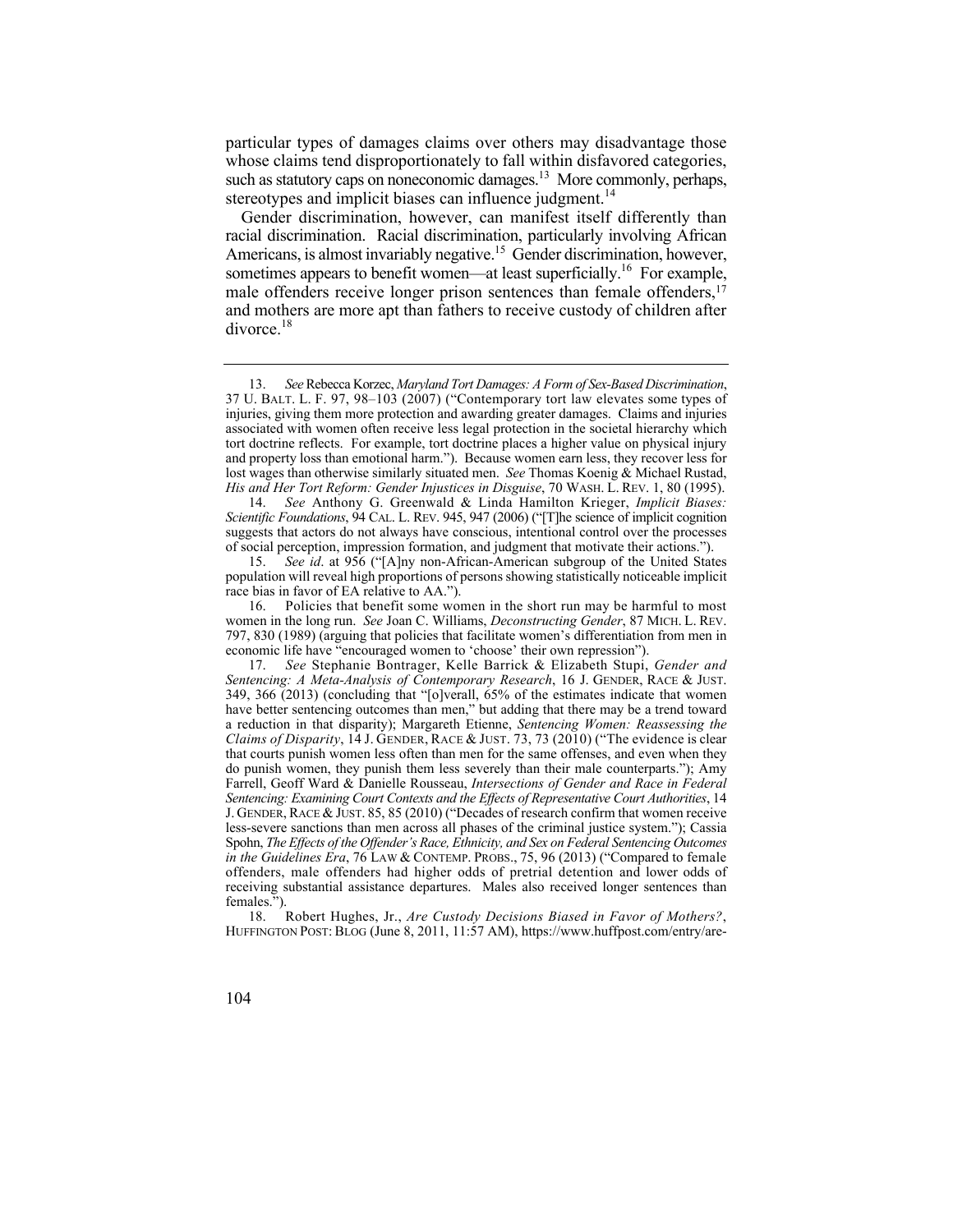particular types of damages claims over others may disadvantage those whose claims tend disproportionately to fall within disfavored categories, such as statutory caps on noneconomic damages.[13] More commonly, perhaps, stereotypes and implicit biases can influence judgment.[14]

Gender discrimination, however, can manifest itself differently than racial discrimination. Racial discrimination, particularly involving African Americans, is almost invariably negative.[15] Gender discrimination, however, sometimes appears to benefit women—at least superficially.[16] For example, male offenders receive longer prison sentences than female offenders,[17] and mothers are more apt than fathers to receive custody of children after divorce.[18]

---

13. *See* Rebecca Korzec, *Maryland Tort Damages: A Form of Sex-Based Discrimination*, 37 U. BALT. L. F. 97, 98–103 (2007) ("Contemporary tort law elevates some types of injuries, giving them more protection and awarding greater damages. Claims and injuries associated with women often receive less legal protection in the societal hierarchy which tort doctrine reflects. For example, tort doctrine places a higher value on physical injury and property loss than emotional harm."). Because women earn less, they recover less for lost wages than otherwise similarly situated men. *See* Thomas Koenig & Michael Rustad, *His and Her Tort Reform: Gender Injustices in Disguise*, 70 WASH. L. REV. 1, 80 (1995).

14. *See* Anthony G. Greenwald & Linda Hamilton Krieger, *Implicit Biases: Scientific Foundations*, 94 CAL. L. REV. 945, 947 (2006) ("[T]he science of implicit cognition suggests that actors do not always have conscious, intentional control over the processes of social perception, impression formation, and judgment that motivate their actions.").

15. *See id*. at 956 ("[A]ny non-African-American subgroup of the United States population will reveal high proportions of persons showing statistically noticeable implicit race bias in favor of EA relative to AA.").

16. Policies that benefit some women in the short run may be harmful to most women in the long run. *See* Joan C. Williams, *Deconstructing Gender*, 87 MICH. L. REV. 797, 830 (1989) (arguing that policies that facilitate women's differentiation from men in economic life have "encouraged women to 'choose' their own repression").

17. *See* Stephanie Bontrager, Kelle Barrick & Elizabeth Stupi, *Gender and Sentencing: A Meta-Analysis of Contemporary Research*, 16 J. GENDER, RACE & JUST. 349, 366 (2013) (concluding that "[o]verall, 65% of the estimates indicate that women have better sentencing outcomes than men," but adding that there may be a trend toward a reduction in that disparity); Margareth Etienne, *Sentencing Women: Reassessing the Claims of Disparity*, 14 J. GENDER, RACE & JUST. 73, 73 (2010) ("The evidence is clear that courts punish women less often than men for the same offenses, and even when they do punish women, they punish them less severely than their male counterparts."); Amy Farrell, Geoff Ward & Danielle Rousseau, *Intersections of Gender and Race in Federal Sentencing: Examining Court Contexts and the Effects of Representative Court Authorities*, 14 J. GENDER, RACE & JUST. 85, 85 (2010) ("Decades of research confirm that women receive less-severe sanctions than men across all phases of the criminal justice system."); Cassia Spohn, *The Effects of the Offender's Race, Ethnicity, and Sex on Federal Sentencing Outcomes in the Guidelines Era*, 76 LAW & CONTEMP. PROBS., 75, 96 (2013) ("Compared to female offenders, male offenders had higher odds of pretrial detention and lower odds of receiving substantial assistance departures. Males also received longer sentences than females.").

18. Robert Hughes, Jr., *Are Custody Decisions Biased in Favor of Mothers?*, HUFFINGTON POST: BLOG (June 8, 2011, 11:57 AM), https://www.huffpost.com/entry/are-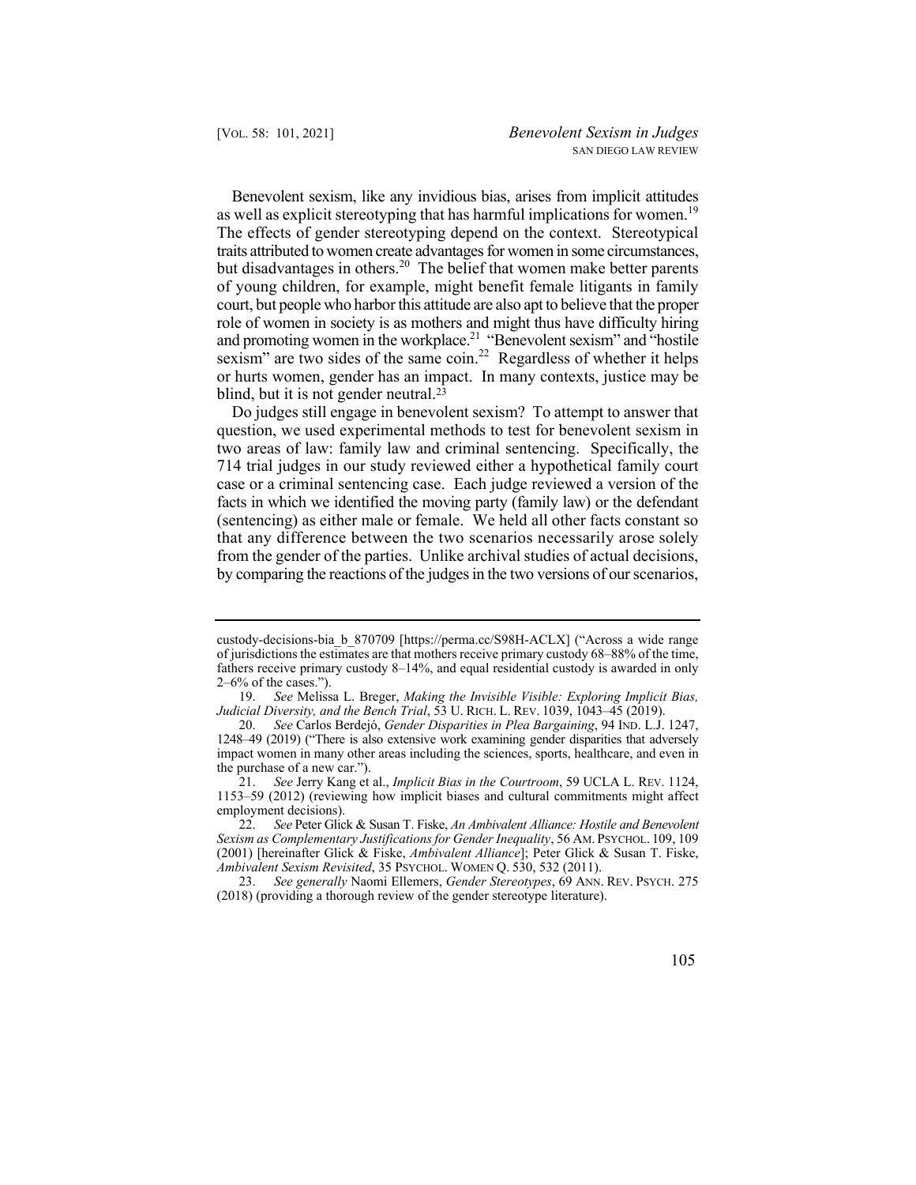Benevolent sexism, like any invidious bias, arises from implicit attitudes as well as explicit stereotyping that has harmful implications for women.[19] The effects of gender stereotyping depend on the context. Stereotypical traits attributed to women create advantages for women in some circumstances, but disadvantages in others.[20] The belief that women make better parents of young children, for example, might benefit female litigants in family court, but people who harbor this attitude are also apt to believe that the proper role of women in society is as mothers and might thus have difficulty hiring and promoting women in the workplace.[21] "Benevolent sexism" and "hostile sexism" are two sides of the same coin.[22] Regardless of whether it helps or hurts women, gender has an impact. In many contexts, justice may be blind, but it is not gender neutral.[23]

Do judges still engage in benevolent sexism? To attempt to answer that question, we used experimental methods to test for benevolent sexism in two areas of law: family law and criminal sentencing. Specifically, the 714 trial judges in our study reviewed either a hypothetical family court case or a criminal sentencing case. Each judge reviewed a version of the facts in which we identified the moving party (family law) or the defendant (sentencing) as either male or female. We held all other facts constant so that any difference between the two scenarios necessarily arose solely from the gender of the parties. Unlike archival studies of actual decisions, by comparing the reactions of the judges in the two versions of our scenarios,

---

custody-decisions-bia_b_870709 [https://perma.cc/S98H-ACLX] ("Across a wide range of jurisdictions the estimates are that mothers receive primary custody 68–88% of the time, fathers receive primary custody 8–14%, and equal residential custody is awarded in only 2–6% of the cases.").

19. *See* Melissa L. Breger, *Making the Invisible Visible: Exploring Implicit Bias, Judicial Diversity, and the Bench Trial*, 53 U. RICH. L. REV. 1039, 1043–45 (2019).

20. *See* Carlos Berdejó, *Gender Disparities in Plea Bargaining*, 94 IND. L.J. 1247, 1248–49 (2019) ("There is also extensive work examining gender disparities that adversely impact women in many other areas including the sciences, sports, healthcare, and even in the purchase of a new car.").

21. *See* Jerry Kang et al., *Implicit Bias in the Courtroom*, 59 UCLA L. REV. 1124, 1153–59 (2012) (reviewing how implicit biases and cultural commitments might affect employment decisions).

22. *See* Peter Glick & Susan T. Fiske, *An Ambivalent Alliance: Hostile and Benevolent Sexism as Complementary Justifications for Gender Inequality*, 56 AM. PSYCHOL. 109, 109 (2001) [hereinafter Glick & Fiske, *Ambivalent Alliance*]; Peter Glick & Susan T. Fiske, *Ambivalent Sexism Revisited*, 35 PSYCHOL. WOMEN Q. 530, 532 (2011).

23. *See generally* Naomi Ellemers, *Gender Stereotypes*, 69 ANN. REV. PSYCH. 275 (2018) (providing a thorough review of the gender stereotype literature).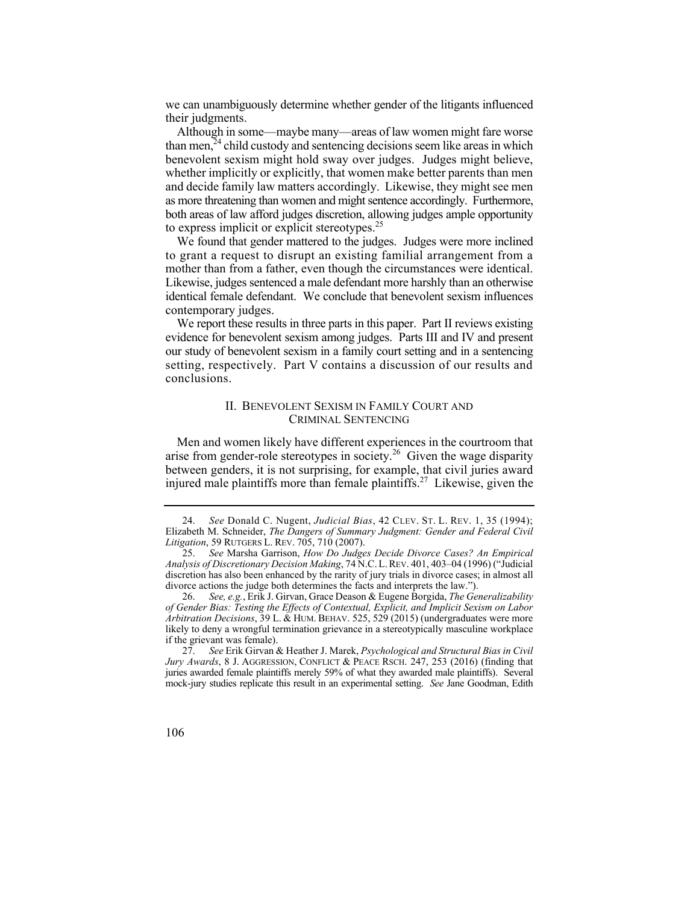we can unambiguously determine whether gender of the litigants influenced their judgments.

Although in some—maybe many—areas of law women might fare worse than men,[24] child custody and sentencing decisions seem like areas in which benevolent sexism might hold sway over judges. Judges might believe, whether implicitly or explicitly, that women make better parents than men and decide family law matters accordingly. Likewise, they might see men as more threatening than women and might sentence accordingly. Furthermore, both areas of law afford judges discretion, allowing judges ample opportunity to express implicit or explicit stereotypes.[25]

We found that gender mattered to the judges. Judges were more inclined to grant a request to disrupt an existing familial arrangement from a mother than from a father, even though the circumstances were identical. Likewise, judges sentenced a male defendant more harshly than an otherwise identical female defendant. We conclude that benevolent sexism influences contemporary judges.

We report these results in three parts in this paper. Part II reviews existing evidence for benevolent sexism among judges. Parts III and IV and present our study of benevolent sexism in a family court setting and in a sentencing setting, respectively. Part V contains a discussion of our results and conclusions.

## II. BENEVOLENT SEXISM IN FAMILY COURT AND CRIMINAL SENTENCING

Men and women likely have different experiences in the courtroom that arise from gender-role stereotypes in society.[26] Given the wage disparity between genders, it is not surprising, for example, that civil juries award injured male plaintiffs more than female plaintiffs.[27] Likewise, given the

---

24. *See* Donald C. Nugent, *Judicial Bias*, 42 CLEV. ST. L. REV. 1, 35 (1994); Elizabeth M. Schneider, *The Dangers of Summary Judgment: Gender and Federal Civil Litigation*, 59 RUTGERS L. REV. 705, 710 (2007).

25. *See* Marsha Garrison, *How Do Judges Decide Divorce Cases? An Empirical Analysis of Discretionary Decision Making*, 74 N.C. L. REV. 401, 403–04 (1996) ("Judicial discretion has also been enhanced by the rarity of jury trials in divorce cases; in almost all divorce actions the judge both determines the facts and interprets the law.").

26. *See, e.g.*, Erik J. Girvan, Grace Deason & Eugene Borgida, *The Generalizability of Gender Bias: Testing the Effects of Contextual, Explicit, and Implicit Sexism on Labor Arbitration Decisions*, 39 L. & HUM. BEHAV. 525, 529 (2015) (undergraduates were more likely to deny a wrongful termination grievance in a stereotypically masculine workplace if the grievant was female).

27. *See* Erik Girvan & Heather J. Marek, *Psychological and Structural Bias in Civil Jury Awards*, 8 J. AGGRESSION, CONFLICT & PEACE RSCH. 247, 253 (2016) (finding that juries awarded female plaintiffs merely 59% of what they awarded male plaintiffs). Several mock-jury studies replicate this result in an experimental setting. *See* Jane Goodman, Edith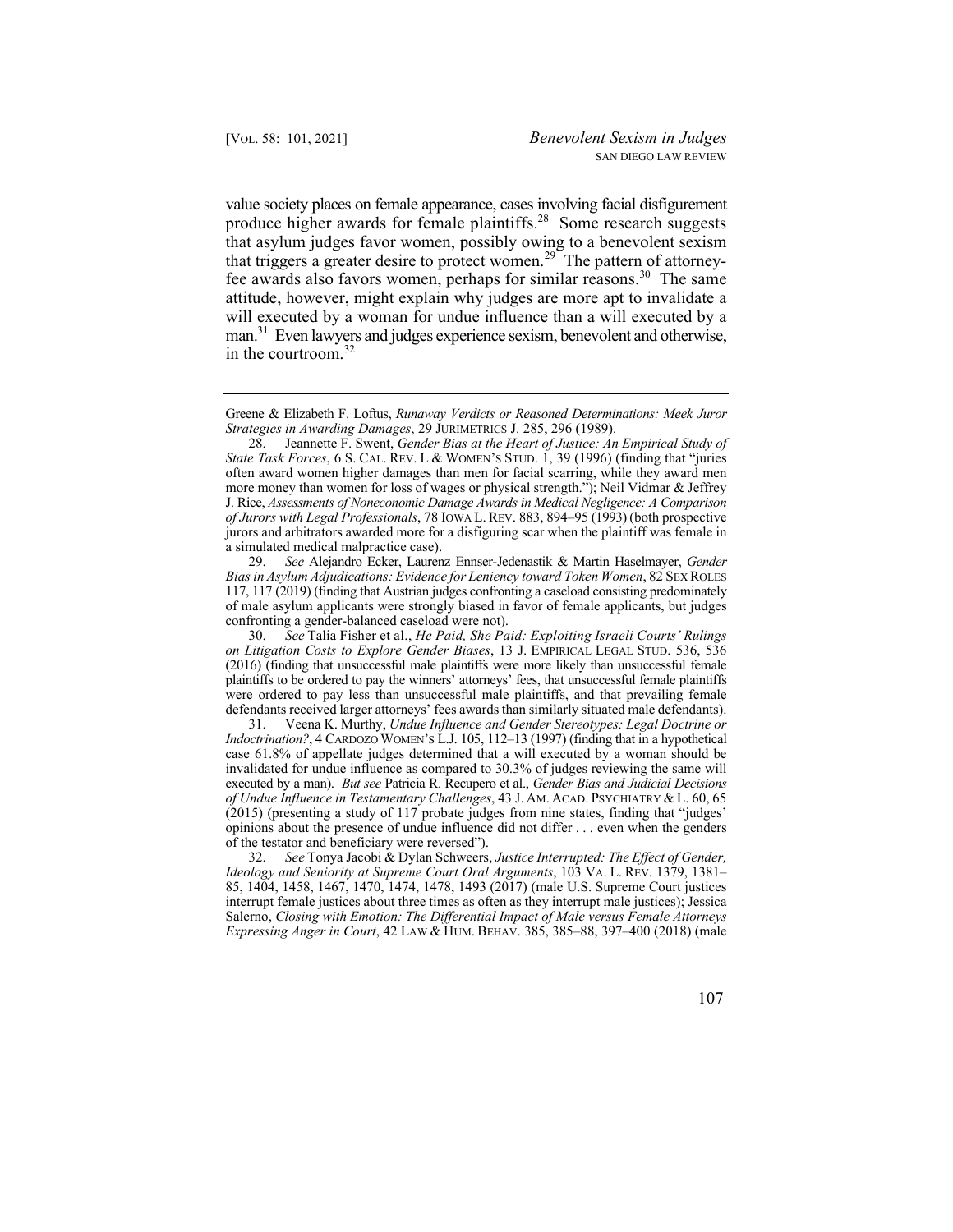value society places on female appearance, cases involving facial disfigurement produce higher awards for female plaintiffs.[28] Some research suggests that asylum judges favor women, possibly owing to a benevolent sexism that triggers a greater desire to protect women.[29] The pattern of attorney-fee awards also favors women, perhaps for similar reasons.[30] The same attitude, however, might explain why judges are more apt to invalidate a will executed by a woman for undue influence than a will executed by a man.[31] Even lawyers and judges experience sexism, benevolent and otherwise, in the courtroom.[32]

---

Greene & Elizabeth F. Loftus, *Runaway Verdicts or Reasoned Determinations: Meek Juror Strategies in Awarding Damages*, 29 JURIMETRICS J. 285, 296 (1989).

28. Jeannette F. Swent, *Gender Bias at the Heart of Justice: An Empirical Study of State Task Forces*, 6 S. CAL. REV. L & WOMEN'S STUD. 1, 39 (1996) (finding that "juries often award women higher damages than men for facial scarring, while they award men more money than women for loss of wages or physical strength."); Neil Vidmar & Jeffrey J. Rice, *Assessments of Noneconomic Damage Awards in Medical Negligence: A Comparison of Jurors with Legal Professionals*, 78 IOWA L. REV. 883, 894–95 (1993) (both prospective jurors and arbitrators awarded more for a disfiguring scar when the plaintiff was female in a simulated medical malpractice case).

29. *See* Alejandro Ecker, Laurenz Ennser-Jedenastik & Martin Haselmayer, *Gender Bias in Asylum Adjudications: Evidence for Leniency toward Token Women*, 82 SEX ROLES 117, 117 (2019) (finding that Austrian judges confronting a caseload consisting predominately of male asylum applicants were strongly biased in favor of female applicants, but judges confronting a gender-balanced caseload were not).

30. *See* Talia Fisher et al., *He Paid, She Paid: Exploiting Israeli Courts' Rulings on Litigation Costs to Explore Gender Biases*, 13 J. EMPIRICAL LEGAL STUD. 536, 536 (2016) (finding that unsuccessful male plaintiffs were more likely than unsuccessful female plaintiffs to be ordered to pay the winners' attorneys' fees, that unsuccessful female plaintiffs were ordered to pay less than unsuccessful male plaintiffs, and that prevailing female defendants received larger attorneys' fees awards than similarly situated male defendants).

31. Veena K. Murthy, *Undue Influence and Gender Stereotypes: Legal Doctrine or Indoctrination?*, 4 CARDOZO WOMEN'S L.J. 105, 112–13 (1997) (finding that in a hypothetical case 61.8% of appellate judges determined that a will executed by a woman should be invalidated for undue influence as compared to 30.3% of judges reviewing the same will executed by a man). *But see* Patricia R. Recupero et al., *Gender Bias and Judicial Decisions of Undue Influence in Testamentary Challenges*, 43 J. AM. ACAD. PSYCHIATRY & L. 60, 65 (2015) (presenting a study of 117 probate judges from nine states, finding that "judges' opinions about the presence of undue influence did not differ . . . even when the genders of the testator and beneficiary were reversed").

32. *See* Tonya Jacobi & Dylan Schweers, *Justice Interrupted: The Effect of Gender, Ideology and Seniority at Supreme Court Oral Arguments*, 103 VA. L. REV. 1379, 1381–85, 1404, 1458, 1467, 1470, 1474, 1478, 1493 (2017) (male U.S. Supreme Court justices interrupt female justices about three times as often as they interrupt male justices); Jessica Salerno, *Closing with Emotion: The Differential Impact of Male versus Female Attorneys Expressing Anger in Court*, 42 LAW & HUM. BEHAV. 385, 385–88, 397–400 (2018) (male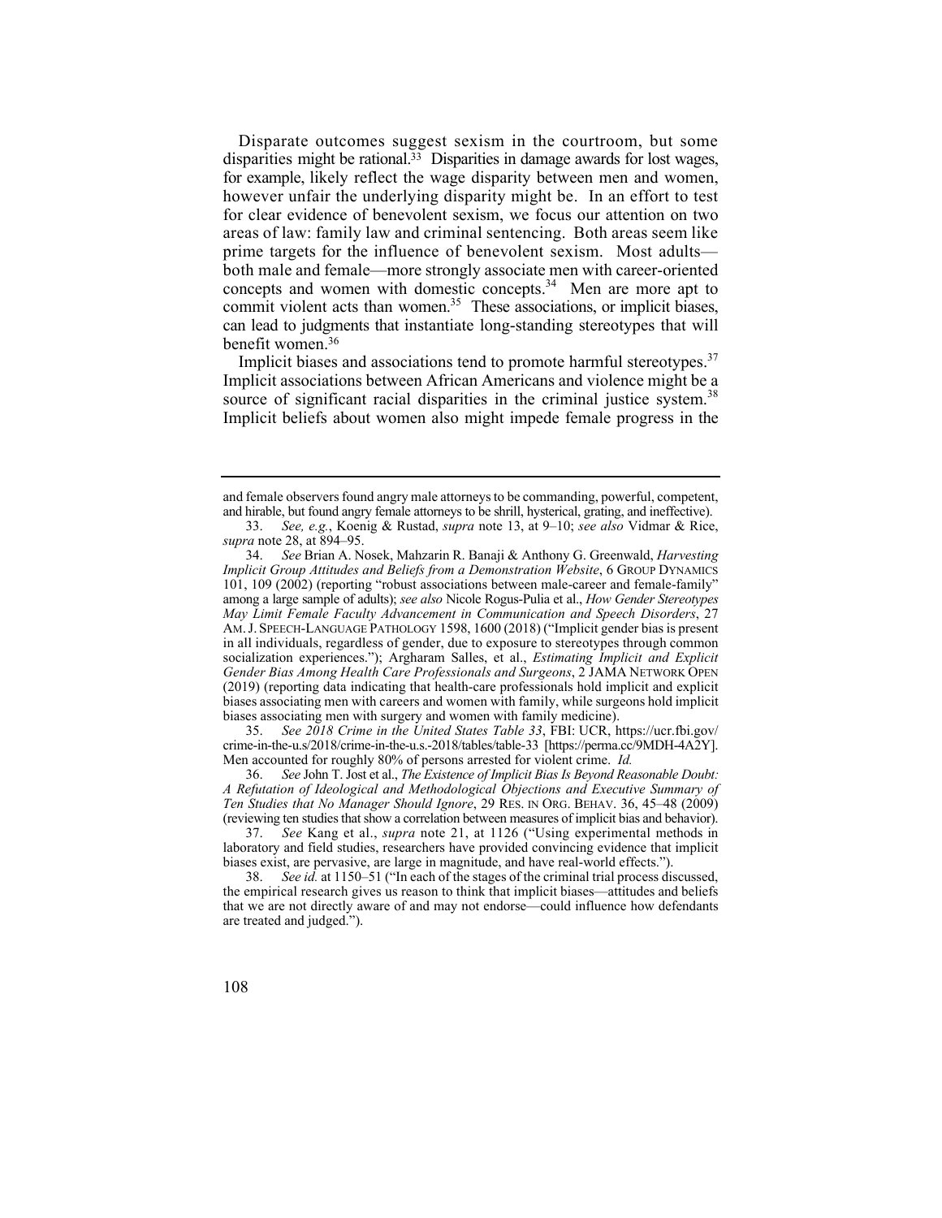Disparate outcomes suggest sexism in the courtroom, but some disparities might be rational.[33] Disparities in damage awards for lost wages, for example, likely reflect the wage disparity between men and women, however unfair the underlying disparity might be. In an effort to test for clear evidence of benevolent sexism, we focus our attention on two areas of law: family law and criminal sentencing. Both areas seem like prime targets for the influence of benevolent sexism. Most adults—both male and female—more strongly associate men with career-oriented concepts and women with domestic concepts.[34] Men are more apt to commit violent acts than women.[35] These associations, or implicit biases, can lead to judgments that instantiate long-standing stereotypes that will benefit women.[36]

Implicit biases and associations tend to promote harmful stereotypes.[37] Implicit associations between African Americans and violence might be a source of significant racial disparities in the criminal justice system.[38] Implicit beliefs about women also might impede female progress in the

---

and female observers found angry male attorneys to be commanding, powerful, competent, and hirable, but found angry female attorneys to be shrill, hysterical, grating, and ineffective).

33. *See, e.g.*, Koenig & Rustad, *supra* note 13, at 9–10; *see also* Vidmar & Rice, *supra* note 28, at 894–95.

34. *See* Brian A. Nosek, Mahzarin R. Banaji & Anthony G. Greenwald, *Harvesting Implicit Group Attitudes and Beliefs from a Demonstration Website*, 6 GROUP DYNAMICS 101, 109 (2002) (reporting "robust associations between male-career and female-family" among a large sample of adults); *see also* Nicole Rogus-Pulia et al., *How Gender Stereotypes May Limit Female Faculty Advancement in Communication and Speech Disorders*, 27 AM. J. SPEECH-LANGUAGE PATHOLOGY 1598, 1600 (2018) ("Implicit gender bias is present in all individuals, regardless of gender, due to exposure to stereotypes through common socialization experiences."); Arghavan Salles, et al., *Estimating Implicit and Explicit Gender Bias Among Health Care Professionals and Surgeons*, 2 JAMA NETWORK OPEN (2019) (reporting data indicating that health-care professionals hold implicit and explicit biases associating men with careers and women with family, while surgeons hold implicit biases associating men with surgery and women with family medicine).

35. *See 2018 Crime in the United States Table 33*, FBI: UCR, https://ucr.fbi.gov/crime-in-the-u.s/2018/crime-in-the-u.s.-2018/tables/table-33 [https://perma.cc/9MDH-4A2Y]. Men accounted for roughly 80% of persons arrested for violent crime. *Id.*

36. *See* John T. Jost et al., *The Existence of Implicit Bias Is Beyond Reasonable Doubt: A Refutation of Ideological and Methodological Objections and Executive Summary of Ten Studies that No Manager Should Ignore*, 29 RES. IN ORG. BEHAV. 36, 45–48 (2009) (reviewing ten studies that show a correlation between measures of implicit bias and behavior).

37. *See* Kang et al., *supra* note 21, at 1126 ("Using experimental methods in laboratory and field studies, researchers have provided convincing evidence that implicit biases exist, are pervasive, are large in magnitude, and have real-world effects.").

38. *See id.* at 1150–51 ("In each of the stages of the criminal trial process discussed, the empirical research gives us reason to think that implicit biases—attitudes and beliefs that we are not directly aware of and may not endorse—could influence how defendants are treated and judged.").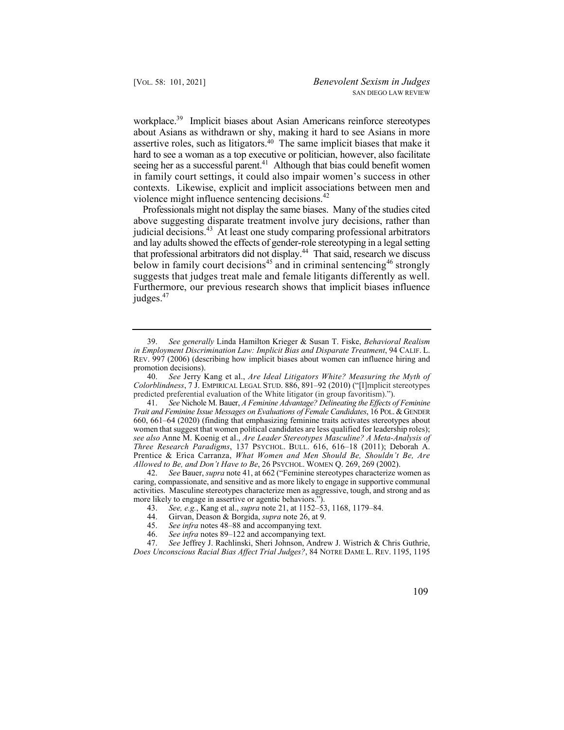workplace.[39] Implicit biases about Asian Americans reinforce stereotypes about Asians as withdrawn or shy, making it hard to see Asians in more assertive roles, such as litigators.[40] The same implicit biases that make it hard to see a woman as a top executive or politician, however, also facilitate seeing her as a successful parent.[41] Although that bias could benefit women in family court settings, it could also impair women's success in other contexts. Likewise, explicit and implicit associations between men and violence might influence sentencing decisions.[42]

Professionals might not display the same biases. Many of the studies cited above suggesting disparate treatment involve jury decisions, rather than judicial decisions.[43] At least one study comparing professional arbitrators and lay adults showed the effects of gender-role stereotyping in a legal setting that professional arbitrators did not display.[44] That said, research we discuss below in family court decisions[45] and in criminal sentencing[46] strongly suggests that judges treat male and female litigants differently as well. Furthermore, our previous research shows that implicit biases influence judges.[47]

---

39. *See generally* Linda Hamilton Krieger & Susan T. Fiske, *Behavioral Realism in Employment Discrimination Law: Implicit Bias and Disparate Treatment*, 94 CALIF. L. REV. 997 (2006) (describing how implicit biases about women can influence hiring and promotion decisions).

40. *See* Jerry Kang et al., *Are Ideal Litigators White? Measuring the Myth of Colorblindness*, 7 J. EMPIRICAL LEGAL STUD. 886, 891–92 (2010) ("[I]mplicit stereotypes predicted preferential evaluation of the White litigator (in group favoritism).").

41. *See* Nichole M. Bauer, *A Feminine Advantage? Delineating the Effects of Feminine Trait and Feminine Issue Messages on Evaluations of Female Candidates*, 16 POL. & GENDER 660, 661–64 (2020) (finding that emphasizing feminine traits activates stereotypes about women that suggest that women political candidates are less qualified for leadership roles); *see also* Anne M. Koenig et al., *Are Leader Stereotypes Masculine? A Meta-Analysis of Three Research Paradigms*, 137 PSYCHOL. BULL. 616, 616–18 (2011); Deborah A. Prentice & Erica Carranza, *What Women and Men Should Be, Shouldn't Be, Are Allowed to Be, and Don't Have to Be*, 26 PSYCHOL. WOMEN Q. 269, 269 (2002).

42. *See* Bauer, *supra* note 41, at 662 ("Feminine stereotypes characterize women as caring, compassionate, and sensitive and as more likely to engage in supportive communal activities. Masculine stereotypes characterize men as aggressive, tough, and strong and as more likely to engage in assertive or agentic behaviors.").

43. *See, e.g.*, Kang et al., *supra* note 21, at 1152–53, 1168, 1179–84.

44. Girvan, Deason & Borgida, *supra* note 26, at 9.

45. *See infra* notes 48–88 and accompanying text.

46. *See infra* notes 89–122 and accompanying text.

47. *See* Jeffrey J. Rachlinski, Sheri Johnson, Andrew J. Wistrich & Chris Guthrie, *Does Unconscious Racial Bias Affect Trial Judges?*, 84 NOTRE DAME L. REV. 1195, 1195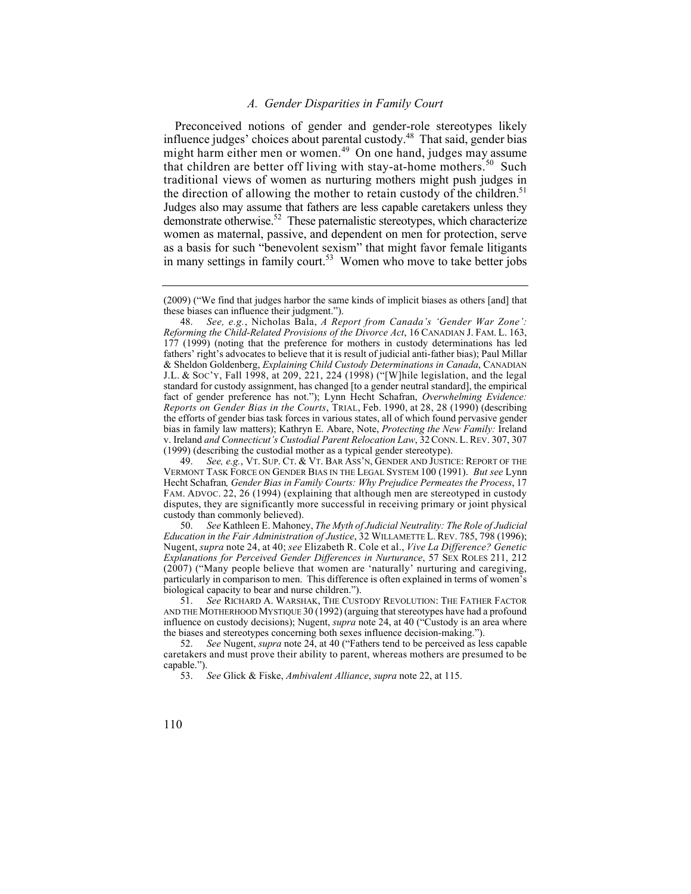### *A. Gender Disparities in Family Court*

Preconceived notions of gender and gender-role stereotypes likely influence judges' choices about parental custody.[48] That said, gender bias might harm either men or women.[49] On one hand, judges may assume that children are better off living with stay-at-home mothers.[50] Such traditional views of women as nurturing mothers might push judges in the direction of allowing the mother to retain custody of the children.[51] Judges also may assume that fathers are less capable caretakers unless they demonstrate otherwise.[52] These paternalistic stereotypes, which characterize women as maternal, passive, and dependent on men for protection, serve as a basis for such "benevolent sexism" that might favor female litigants in many settings in family court.[53] Women who move to take better jobs

---

(2009) ("We find that judges harbor the same kinds of implicit biases as others [and] that these biases can influence their judgment.").

48. *See, e.g.*, Nicholas Bala, *A Report from Canada's 'Gender War Zone': Reforming the Child-Related Provisions of the Divorce Act*, 16 CANADIAN J. FAM. L. 163, 177 (1999) (noting that the preference for mothers in custody determinations has led fathers' right's advocates to believe that it is result of judicial anti-father bias); Paul Millar & Sheldon Goldenberg, *Explaining Child Custody Determinations in Canada*, CANADIAN J.L. & SOC'Y, Fall 1998, at 209, 221, 224 (1998) ("[W]hile legislation, and the legal standard for custody assignment, has changed [to a gender neutral standard], the empirical fact of gender preference has not."); Lynn Hecht Schafran, *Overwhelming Evidence: Reports on Gender Bias in the Courts*, TRIAL, Feb. 1990, at 28, 28 (1990) (describing the efforts of gender bias task forces in various states, all of which found pervasive gender bias in family law matters); Kathryn E. Abare, Note, *Protecting the New Family:* Ireland v. Ireland *and Connecticut's Custodial Parent Relocation Law*, 32 CONN. L. REV. 307, 307 (1999) (describing the custodial mother as a typical gender stereotype).

49. *See, e.g.*, VT. SUP. CT. & VT. BAR ASS'N, GENDER AND JUSTICE: REPORT OF THE VERMONT TASK FORCE ON GENDER BIAS IN THE LEGAL SYSTEM 100 (1991). *But see* Lynn Hecht Schafran*, Gender Bias in Family Courts: Why Prejudice Permeates the Process*, 17 FAM. ADVOC. 22, 26 (1994) (explaining that although men are stereotyped in custody disputes, they are significantly more successful in receiving primary or joint physical custody than commonly believed).

50. *See* Kathleen E. Mahoney, *The Myth of Judicial Neutrality: The Role of Judicial Education in the Fair Administration of Justice*, 32 WILLAMETTE L. REV. 785, 798 (1996); Nugent, *supra* note 24, at 40; *see* Elizabeth R. Cole et al., *Vive La Difference? Genetic Explanations for Perceived Gender Differences in Nurturance*, 57 SEX ROLES 211, 212 (2007) ("Many people believe that women are 'naturally' nurturing and caregiving, particularly in comparison to men. This difference is often explained in terms of women's biological capacity to bear and nurse children.").

51. *See* RICHARD A. WARSHAK, THE CUSTODY REVOLUTION: THE FATHER FACTOR AND THE MOTHERHOOD MYSTIQUE 30 (1992) (arguing that stereotypes have had a profound influence on custody decisions); Nugent, *supra* note 24, at 40 ("Custody is an area where the biases and stereotypes concerning both sexes influence decision-making.").

52. *See* Nugent, *supra* note 24, at 40 ("Fathers tend to be perceived as less capable caretakers and must prove their ability to parent, whereas mothers are presumed to be capable.").

53. *See* Glick & Fiske, *Ambivalent Alliance*, *supra* note 22, at 115.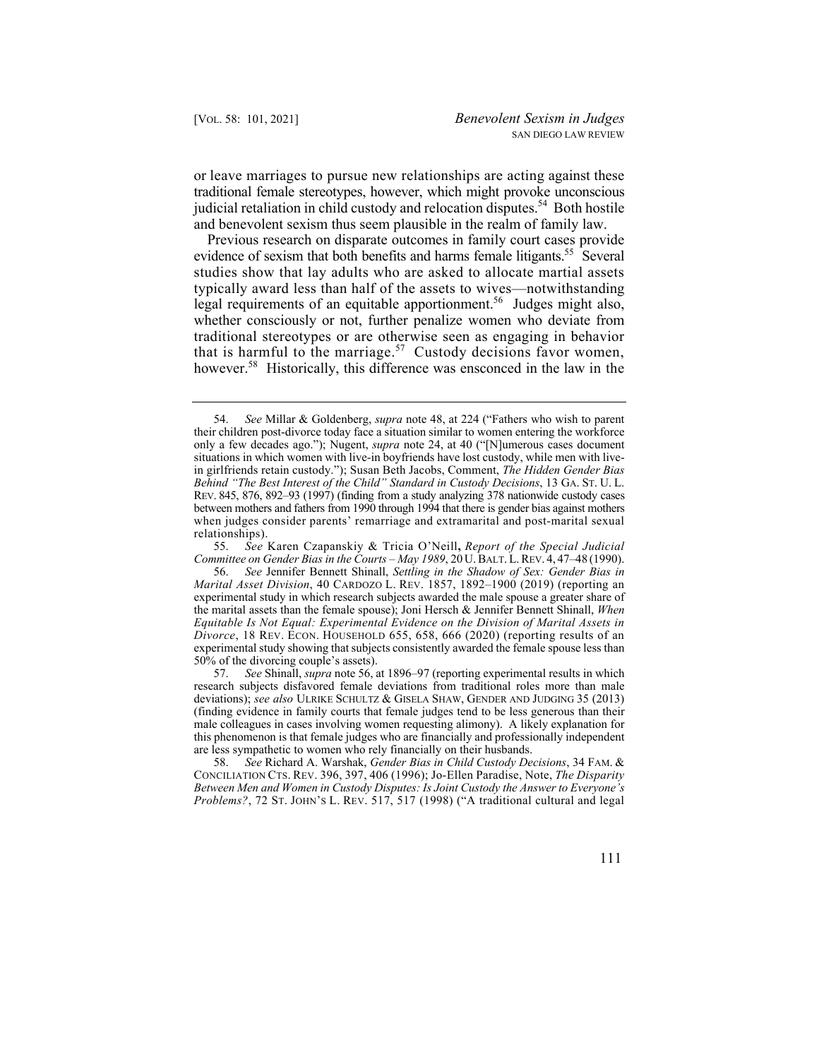or leave marriages to pursue new relationships are acting against these traditional female stereotypes, however, which might provoke unconscious judicial retaliation in child custody and relocation disputes.[54] Both hostile and benevolent sexism thus seem plausible in the realm of family law.

Previous research on disparate outcomes in family court cases provide evidence of sexism that both benefits and harms female litigants.[55] Several studies show that lay adults who are asked to allocate martial assets typically award less than half of the assets to wives—notwithstanding legal requirements of an equitable apportionment.[56] Judges might also, whether consciously or not, further penalize women who deviate from traditional stereotypes or are otherwise seen as engaging in behavior that is harmful to the marriage.[57] Custody decisions favor women, however.[58] Historically, this difference was ensconced in the law in the

---

54. *See* Millar & Goldenberg, *supra* note 48, at 224 ("Fathers who wish to parent their children post-divorce today face a situation similar to women entering the workforce only a few decades ago."); Nugent, *supra* note 24, at 40 ("[N]umerous cases document situations in which women with live-in boyfriends have lost custody, while men with live-in girlfriends retain custody."); Susan Beth Jacobs, Comment, *The Hidden Gender Bias Behind "The Best Interest of the Child" Standard in Custody Decisions*, 13 GA. ST. U. L. REV. 845, 876, 892–93 (1997) (finding from a study analyzing 378 nationwide custody cases between mothers and fathers from 1990 through 1994 that there is gender bias against mothers when judges consider parents' remarriage and extramarital and post-marital sexual relationships).

55. *See* Karen Czapanskiy & Tricia O'Neill, *Report of the Special Judicial Committee on Gender Bias in the Courts – May 1989*, 20 U. BALT. L. REV. 4, 47–48 (1990).

56. *See* Jennifer Bennett Shinall, *Settling in the Shadow of Sex: Gender Bias in Marital Asset Division*, 40 CARDOZO L. REV. 1857, 1892–1900 (2019) (reporting an experimental study in which research subjects awarded the male spouse a greater share of the marital assets than the female spouse); Joni Hersch & Jennifer Bennett Shinall, *When Equitable Is Not Equal: Experimental Evidence on the Division of Marital Assets in Divorce*, 18 REV. ECON. HOUSEHOLD 655, 658, 666 (2020) (reporting results of an experimental study showing that subjects consistently awarded the female spouse less than 50% of the divorcing couple's assets).

57. *See* Shinall, *supra* note 56, at 1896–97 (reporting experimental results in which research subjects disfavored female deviations from traditional roles more than male deviations); *see also* ULRIKE SCHULTZ & GISELA SHAW, GENDER AND JUDGING 35 (2013) (finding evidence in family courts that female judges tend to be less generous than their male colleagues in cases involving women requesting alimony). A likely explanation for this phenomenon is that female judges who are financially and professionally independent are less sympathetic to women who rely financially on their husbands.

58. *See* Richard A. Warshak, *Gender Bias in Child Custody Decisions*, 34 FAM. & CONCILIATION CTS. REV. 396, 397, 406 (1996); Jo-Ellen Paradise, Note, *The Disparity Between Men and Women in Custody Disputes: Is Joint Custody the Answer to Everyone's Problems?*, 72 ST. JOHN'S L. REV. 517, 517 (1998) ("A traditional cultural and legal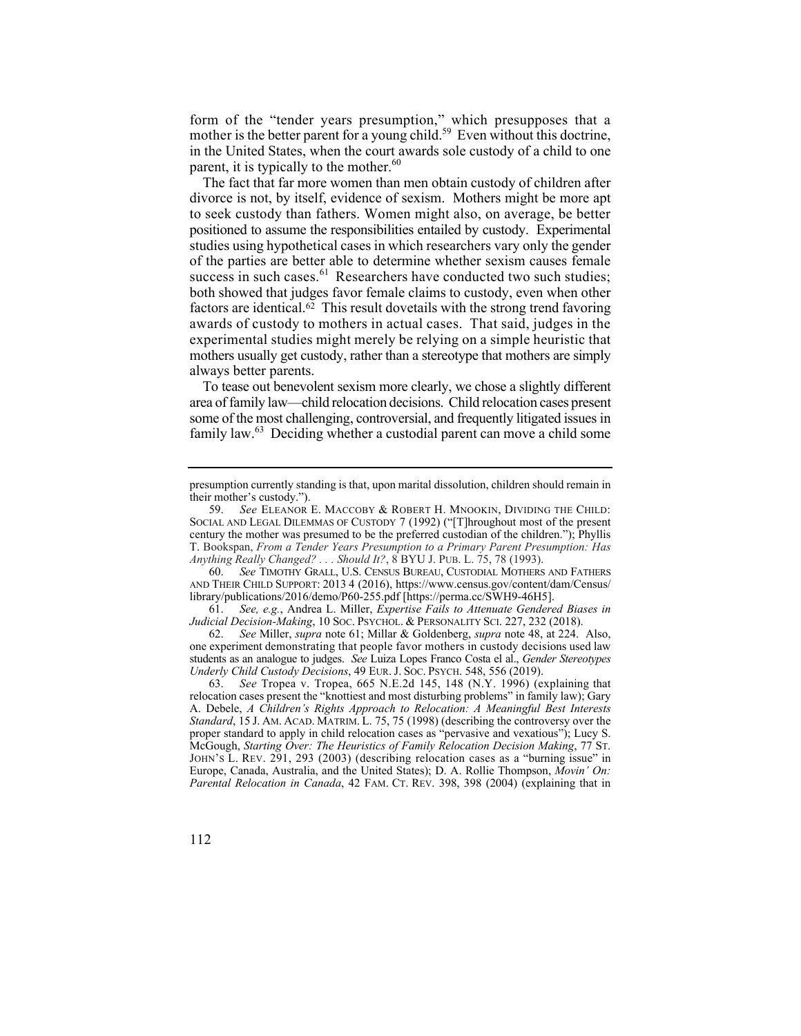form of the "tender years presumption," which presupposes that a mother is the better parent for a young child.[59] Even without this doctrine, in the United States, when the court awards sole custody of a child to one parent, it is typically to the mother.[60]

The fact that far more women than men obtain custody of children after divorce is not, by itself, evidence of sexism. Mothers might be more apt to seek custody than fathers. Women might also, on average, be better positioned to assume the responsibilities entailed by custody. Experimental studies using hypothetical cases in which researchers vary only the gender of the parties are better able to determine whether sexism causes female success in such cases.[61] Researchers have conducted two such studies; both showed that judges favor female claims to custody, even when other factors are identical.[62] This result dovetails with the strong trend favoring awards of custody to mothers in actual cases. That said, judges in the experimental studies might merely be relying on a simple heuristic that mothers usually get custody, rather than a stereotype that mothers are simply always better parents.

To tease out benevolent sexism more clearly, we chose a slightly different area of family law—child relocation decisions. Child relocation cases present some of the most challenging, controversial, and frequently litigated issues in family law.[63] Deciding whether a custodial parent can move a child some

---

presumption currently standing is that, upon marital dissolution, children should remain in their mother's custody.").

59. *See* ELEANOR E. MACCOBY & ROBERT H. MNOOKIN, DIVIDING THE CHILD: SOCIAL AND LEGAL DILEMMAS OF CUSTODY 7 (1992) ("[T]hroughout most of the present century the mother was presumed to be the preferred custodian of the children."); Phyllis T. Bookspan, *From a Tender Years Presumption to a Primary Parent Presumption: Has Anything Really Changed? . . . Should It?*, 8 BYU J. PUB. L. 75, 78 (1993).

60. *See* TIMOTHY GRALL, U.S. CENSUS BUREAU, CUSTODIAL MOTHERS AND FATHERS AND THEIR CHILD SUPPORT: 2013 4 (2016), https://www.census.gov/content/dam/Census/library/publications/2016/demo/P60-255.pdf [https://perma.cc/SWH9-46H5].

61. *See, e.g.*, Andrea L. Miller, *Expertise Fails to Attenuate Gendered Biases in Judicial Decision-Making*, 10 SOC. PSYCHOL. & PERSONALITY SCI. 227, 232 (2018).

62. *See* Miller, *supra* note 61; Millar & Goldenberg, *supra* note 48, at 224. Also, one experiment demonstrating that people favor mothers in custody decisions used law students as an analogue to judges. *See* Luiza Lopes Franco Costa el al., *Gender Stereotypes Underly Child Custody Decisions*, 49 EUR. J. SOC. PSYCH. 548, 556 (2019).

63. *See* Tropea v. Tropea, 665 N.E.2d 145, 148 (N.Y. 1996) (explaining that relocation cases present the "knottiest and most disturbing problems" in family law); Gary A. Debele, *A Children's Rights Approach to Relocation: A Meaningful Best Interests Standard*, 15 J. AM. ACAD. MATRIM. L. 75, 75 (1998) (describing the controversy over the proper standard to apply in child relocation cases as "pervasive and vexatious"); Lucy S. McGough, *Starting Over: The Heuristics of Family Relocation Decision Making*, 77 ST. JOHN'S L. REV. 291, 293 (2003) (describing relocation cases as a "burning issue" in Europe, Canada, Australia, and the United States); D. A. Rollie Thompson, *Movin' On: Parental Relocation in Canada*, 42 FAM. CT. REV. 398, 398 (2004) (explaining that in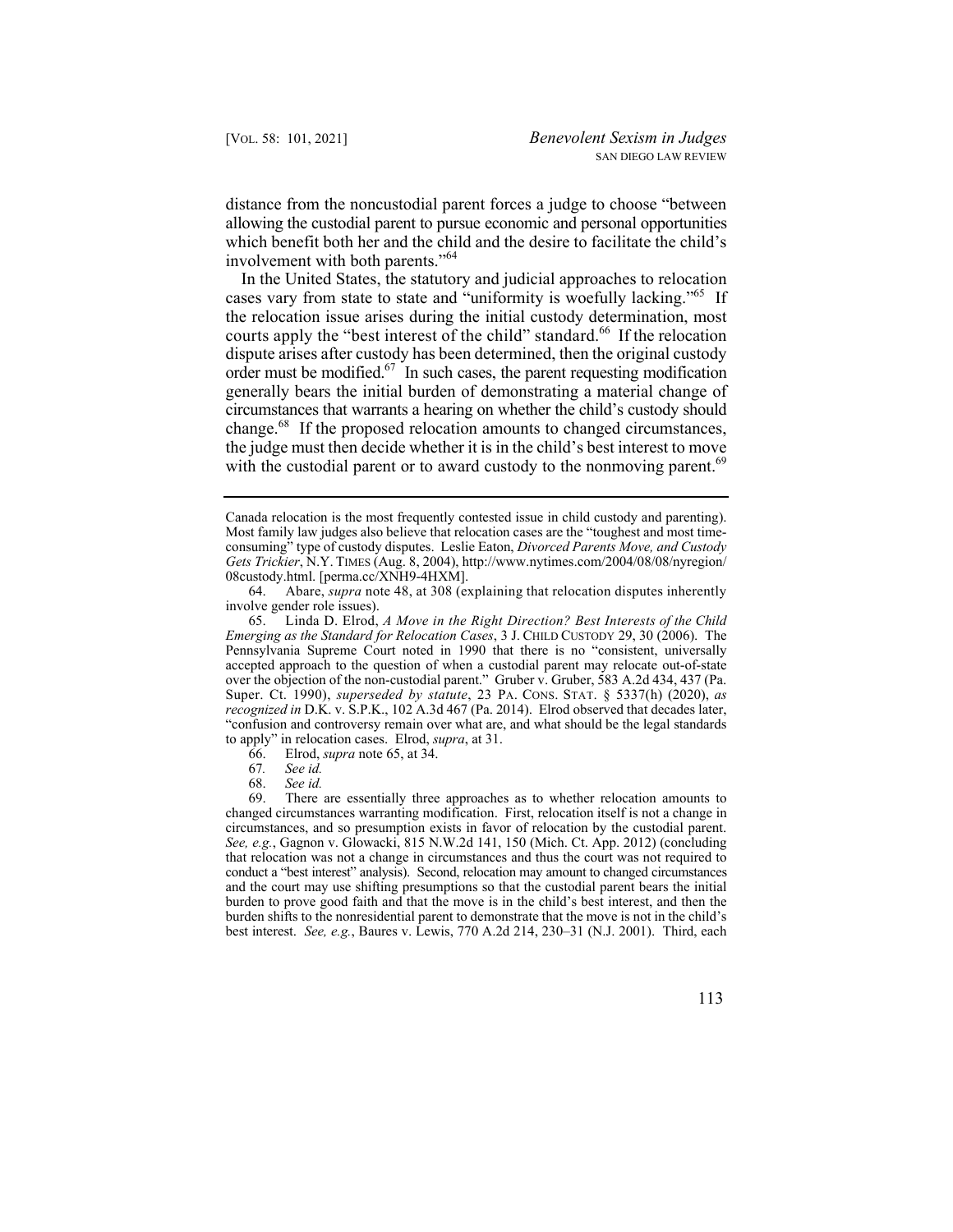distance from the noncustodial parent forces a judge to choose "between allowing the custodial parent to pursue economic and personal opportunities which benefit both her and the child and the desire to facilitate the child's involvement with both parents."[64]

In the United States, the statutory and judicial approaches to relocation cases vary from state to state and "uniformity is woefully lacking."[65] If the relocation issue arises during the initial custody determination, most courts apply the "best interest of the child" standard.[66] If the relocation dispute arises after custody has been determined, then the original custody order must be modified.[67] In such cases, the parent requesting modification generally bears the initial burden of demonstrating a material change of circumstances that warrants a hearing on whether the child's custody should change.[68] If the proposed relocation amounts to changed circumstances, the judge must then decide whether it is in the child's best interest to move with the custodial parent or to award custody to the nonmoving parent.[69]

---

Canada relocation is the most frequently contested issue in child custody and parenting). Most family law judges also believe that relocation cases are the "toughest and most time-consuming" type of custody disputes. Leslie Eaton, *Divorced Parents Move, and Custody Gets Trickier*, N.Y. TIMES (Aug. 8, 2004), http://www.nytimes.com/2004/08/08/nyregion/08custody.html. [perma.cc/XNH9-4HXM].

64. Abare, *supra* note 48, at 308 (explaining that relocation disputes inherently involve gender role issues).

65. Linda D. Elrod, *A Move in the Right Direction? Best Interests of the Child Emerging as the Standard for Relocation Cases*, 3 J. CHILD CUSTODY 29, 30 (2006). The Pennsylvania Supreme Court noted in 1990 that there is no "consistent, universally accepted approach to the question of when a custodial parent may relocate out-of-state over the objection of the non-custodial parent." Gruber v. Gruber, 583 A.2d 434, 437 (Pa. Super. Ct. 1990), *superseded by statute*, 23 PA. CONS. STAT. § 5337(h) (2020), *as recognized in* D.K. v. S.P.K., 102 A.3d 467 (Pa. 2014). Elrod observed that decades later, "confusion and controversy remain over what are, and what should be the legal standards to apply" in relocation cases. Elrod, *supra*, at 31.

66. Elrod, *supra* note 65, at 34.

67. *See id.*

68. *See id.*

69. There are essentially three approaches as to whether relocation amounts to changed circumstances warranting modification. First, relocation itself is not a change in circumstances, and so presumption exists in favor of relocation by the custodial parent. *See, e.g.*, Gagnon v. Glowacki, 815 N.W.2d 141, 150 (Mich. Ct. App. 2012) (concluding that relocation was not a change in circumstances and thus the court was not required to conduct a "best interest" analysis). Second, relocation may amount to changed circumstances and the court may use shifting presumptions so that the custodial parent bears the initial burden to prove good faith and that the move is in the child's best interest, and then the burden shifts to the nonresidential parent to demonstrate that the move is not in the child's best interest. *See, e.g.*, Baures v. Lewis, 770 A.2d 214, 230–31 (N.J. 2001). Third, each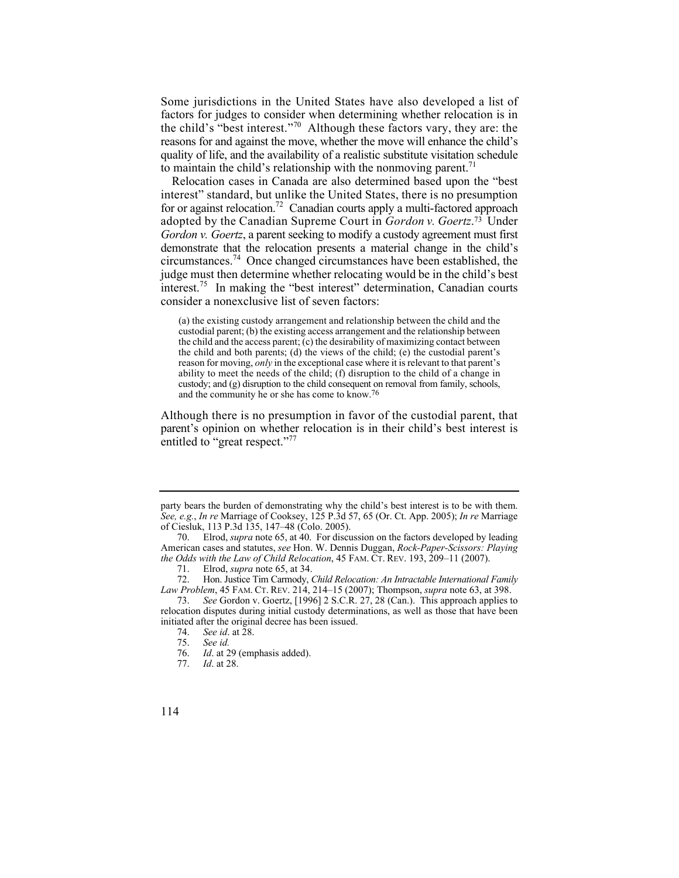Some jurisdictions in the United States have also developed a list of factors for judges to consider when determining whether relocation is in the child's "best interest."[70] Although these factors vary, they are: the reasons for and against the move, whether the move will enhance the child's quality of life, and the availability of a realistic substitute visitation schedule to maintain the child's relationship with the nonmoving parent.[71]

Relocation cases in Canada are also determined based upon the "best interest" standard, but unlike the United States, there is no presumption for or against relocation.[72] Canadian courts apply a multi-factored approach adopted by the Canadian Supreme Court in *Gordon v. Goertz*.[73] Under *Gordon v. Goertz*, a parent seeking to modify a custody agreement must first demonstrate that the relocation presents a material change in the child's circumstances.[74] Once changed circumstances have been established, the judge must then determine whether relocating would be in the child's best interest.[75] In making the "best interest" determination, Canadian courts consider a nonexclusive list of seven factors:

> (a) the existing custody arrangement and relationship between the child and the custodial parent; (b) the existing access arrangement and the relationship between the child and the access parent; (c) the desirability of maximizing contact between the child and both parents; (d) the views of the child; (e) the custodial parent's reason for moving, *only* in the exceptional case where it is relevant to that parent's ability to meet the needs of the child; (f) disruption to the child of a change in custody; and (g) disruption to the child consequent on removal from family, schools, and the community he or she has come to know.[76]

Although there is no presumption in favor of the custodial parent, that parent's opinion on whether relocation is in their child's best interest is entitled to "great respect."[77]

---

party bears the burden of demonstrating why the child's best interest is to be with them. *See, e.g.*, *In re* Marriage of Cooksey, 125 P.3d 57, 65 (Or. Ct. App. 2005); *In re* Marriage of Ciesluk, 113 P.3d 135, 147–48 (Colo. 2005).

70. Elrod, *supra* note 65, at 40. For discussion on the factors developed by leading American cases and statutes, *see* Hon. W. Dennis Duggan, *Rock-Paper-Scissors: Playing the Odds with the Law of Child Relocation*, 45 FAM. CT. REV. 193, 209–11 (2007).

71. Elrod, *supra* note 65, at 34.

72. Hon. Justice Tim Carmody, *Child Relocation: An Intractable International Family Law Problem*, 45 FAM. CT. REV. 214, 214–15 (2007); Thompson, *supra* note 63, at 398.

73. *See* Gordon v. Goertz, [1996] 2 S.C.R. 27, 28 (Can.). This approach applies to relocation disputes during initial custody determinations, as well as those that have been initiated after the original decree has been issued.

74. *See id*. at 28.

75. *See id.*

76. *Id*. at 29 (emphasis added).

77. *Id*. at 28.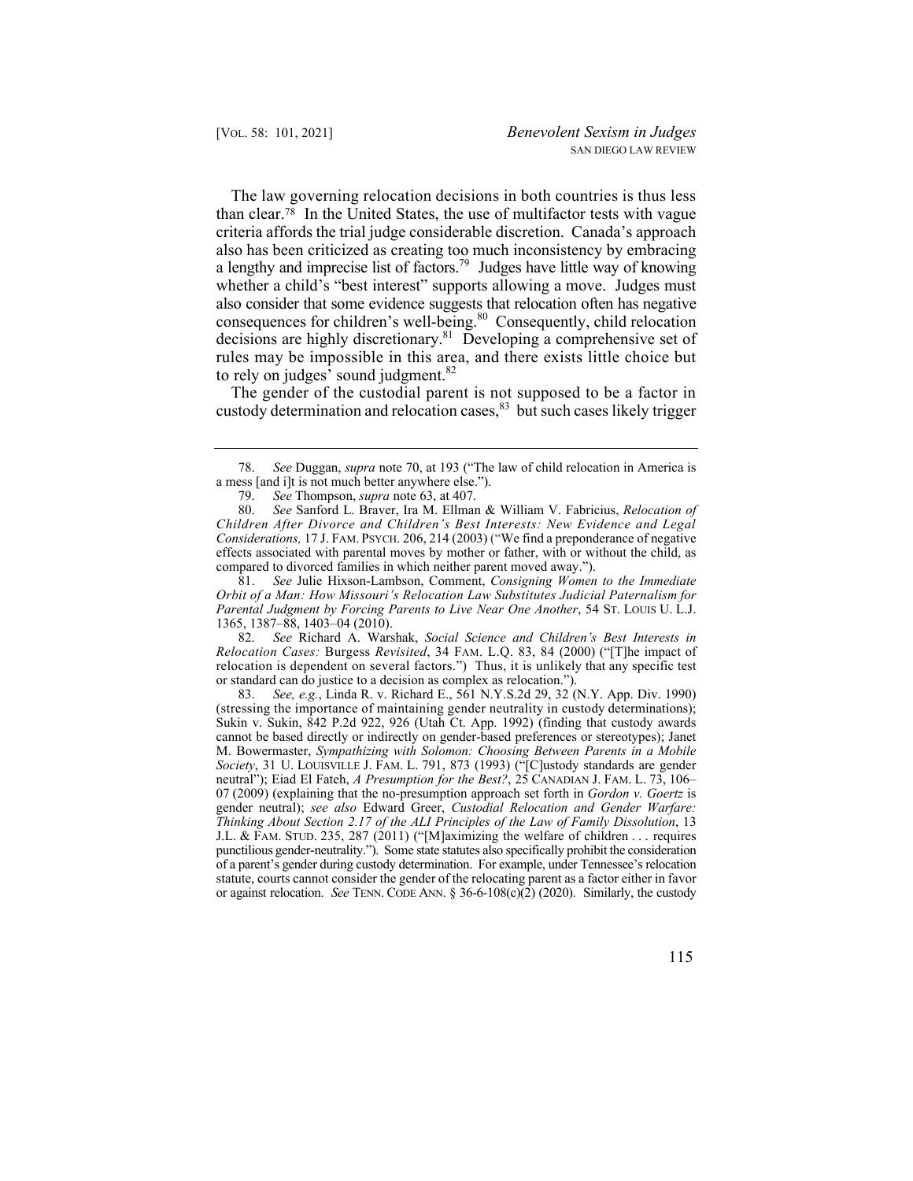The law governing relocation decisions in both countries is thus less than clear.[78] In the United States, the use of multifactor tests with vague criteria affords the trial judge considerable discretion. Canada's approach also has been criticized as creating too much inconsistency by embracing a lengthy and imprecise list of factors.[79] Judges have little way of knowing whether a child's "best interest" supports allowing a move. Judges must also consider that some evidence suggests that relocation often has negative consequences for children's well-being.[80] Consequently, child relocation decisions are highly discretionary.[81] Developing a comprehensive set of rules may be impossible in this area, and there exists little choice but to rely on judges' sound judgment.[82]

The gender of the custodial parent is not supposed to be a factor in custody determination and relocation cases,[83] but such cases likely trigger

---

78. *See* Duggan, *supra* note 70, at 193 ("The law of child relocation in America is a mess [and i]t is not much better anywhere else.").

79. *See* Thompson, *supra* note 63, at 407.

80. *See* Sanford L. Braver, Ira M. Ellman & William V. Fabricius, *Relocation of Children After Divorce and Children's Best Interests: New Evidence and Legal Considerations,* 17 J. FAM. PSYCH. 206, 214 (2003) ("We find a preponderance of negative effects associated with parental moves by mother or father, with or without the child, as compared to divorced families in which neither parent moved away.").

81. *See* Julie Hixson-Lambson, Comment, *Consigning Women to the Immediate Orbit of a Man: How Missouri's Relocation Law Substitutes Judicial Paternalism for Parental Judgment by Forcing Parents to Live Near One Another*, 54 ST. LOUIS U. L.J. 1365, 1387–88, 1403–04 (2010).

82. *See* Richard A. Warshak, *Social Science and Children's Best Interests in Relocation Cases:* Burgess *Revisited*, 34 FAM. L.Q. 83, 84 (2000) ("[T]he impact of relocation is dependent on several factors.") Thus, it is unlikely that any specific test or standard can do justice to a decision as complex as relocation.").

83. *See, e.g.*, Linda R. v. Richard E., 561 N.Y.S.2d 29, 32 (N.Y. App. Div. 1990) (stressing the importance of maintaining gender neutrality in custody determinations); Sukin v. Sukin, 842 P.2d 922, 926 (Utah Ct. App. 1992) (finding that custody awards cannot be based directly or indirectly on gender-based preferences or stereotypes); Janet M. Bowermaster, *Sympathizing with Solomon: Choosing Between Parents in a Mobile Society*, 31 U. LOUISVILLE J. FAM. L. 791, 873 (1993) ("[C]ustody standards are gender neutral"); Eiad El Fateh, *A Presumption for the Best?*, 25 CANADIAN J. FAM. L. 73, 106–07 (2009) (explaining that the no-presumption approach set forth in *Gordon v. Goertz* is gender neutral); *see also* Edward Greer, *Custodial Relocation and Gender Warfare: Thinking About Section 2.17 of the ALI Principles of the Law of Family Dissolution*, 13 J.L. & FAM. STUD. 235, 287 (2011) ("[M]aximizing the welfare of children . . . requires punctilious gender-neutrality."). Some state statutes also specifically prohibit the consideration of a parent's gender during custody determination. For example, under Tennessee's relocation statute, courts cannot consider the gender of the relocating parent as a factor either in favor or against relocation. *See* TENN. CODE ANN. § 36-6-108(c)(2) (2020). Similarly, the custody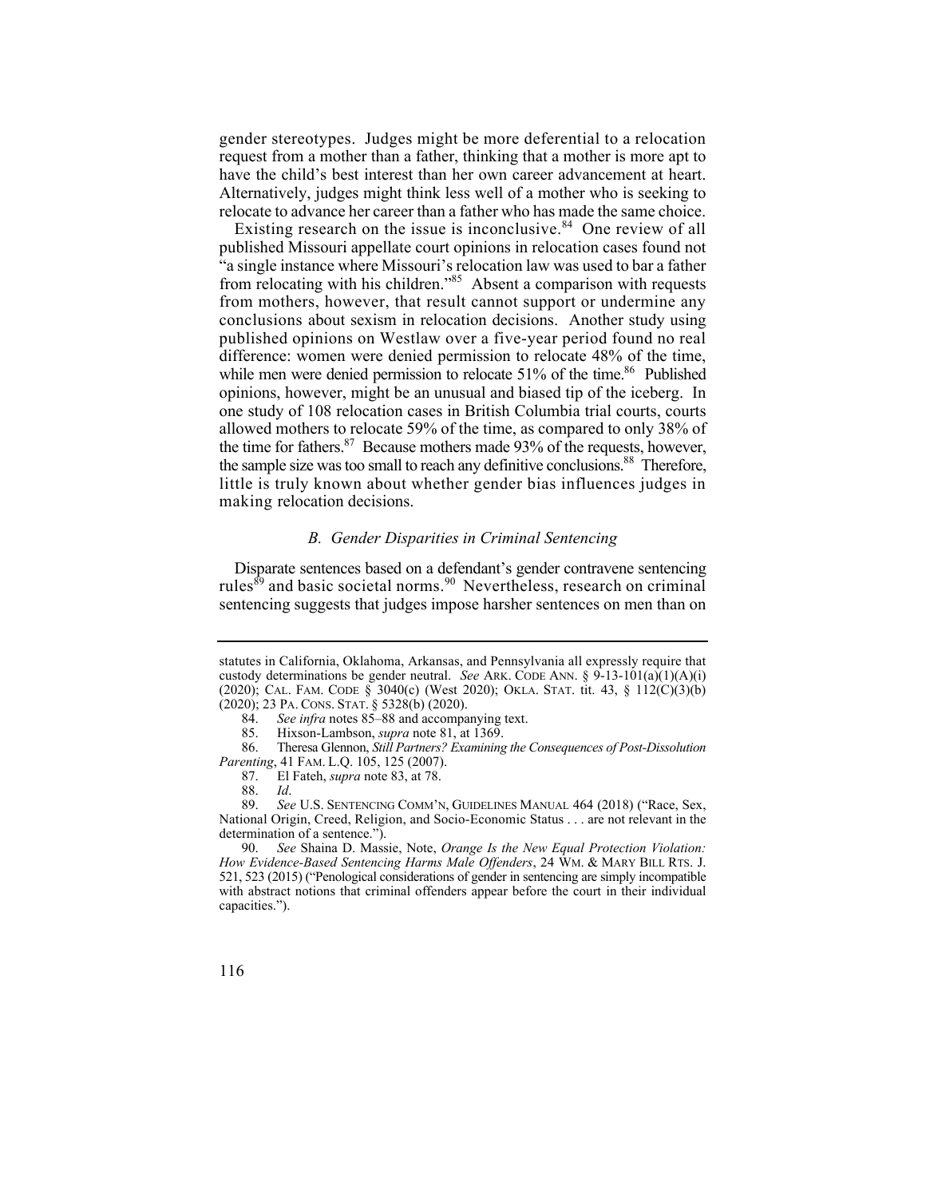gender stereotypes. Judges might be more deferential to a relocation request from a mother than a father, thinking that a mother is more apt to have the child's best interest than her own career advancement at heart. Alternatively, judges might think less well of a mother who is seeking to relocate to advance her career than a father who has made the same choice.

Existing research on the issue is inconclusive.[84] One review of all published Missouri appellate court opinions in relocation cases found not "a single instance where Missouri's relocation law was used to bar a father from relocating with his children."[85] Absent a comparison with requests from mothers, however, that result cannot support or undermine any conclusions about sexism in relocation decisions. Another study using published opinions on Westlaw over a five-year period found no real difference: women were denied permission to relocate 48% of the time, while men were denied permission to relocate 51% of the time.[86] Published opinions, however, might be an unusual and biased tip of the iceberg. In one study of 108 relocation cases in British Columbia trial courts, courts allowed mothers to relocate 59% of the time, as compared to only 38% of the time for fathers.[87] Because mothers made 93% of the requests, however, the sample size was too small to reach any definitive conclusions.[88] Therefore, little is truly known about whether gender bias influences judges in making relocation decisions.

### *B. Gender Disparities in Criminal Sentencing*

Disparate sentences based on a defendant's gender contravene sentencing rules[89] and basic societal norms.[90] Nevertheless, research on criminal sentencing suggests that judges impose harsher sentences on men than on

---

statutes in California, Oklahoma, Arkansas, and Pennsylvania all expressly require that custody determinations be gender neutral. *See* ARK. CODE ANN. § 9-13-101(a)(1)(A)(i) (2020); CAL. FAM. CODE § 3040(c) (West 2020); OKLA. STAT. tit. 43, § 112(C)(3)(b) (2020); 23 PA. CONS. STAT. § 5328(b) (2020).

84. *See infra* notes 85–88 and accompanying text.

85. Hixson-Lambson, *supra* note 81, at 1369.

86. Theresa Glennon, *Still Partners? Examining the Consequences of Post-Dissolution Parenting*, 41 FAM. L.Q. 105, 125 (2007).

87. El Fateh, *supra* note 83, at 78.

88. *Id*.

89. *See* U.S. SENTENCING COMM'N, GUIDELINES MANUAL 464 (2018) ("Race, Sex, National Origin, Creed, Religion, and Socio-Economic Status . . . are not relevant in the determination of a sentence.").

90. *See* Shaina D. Massie, Note, *Orange Is the New Equal Protection Violation: How Evidence-Based Sentencing Harms Male Offenders*, 24 WM. & MARY BILL RTS. J. 521, 523 (2015) ("Penological considerations of gender in sentencing are simply incompatible with abstract notions that criminal offenders appear before the court in their individual capacities.").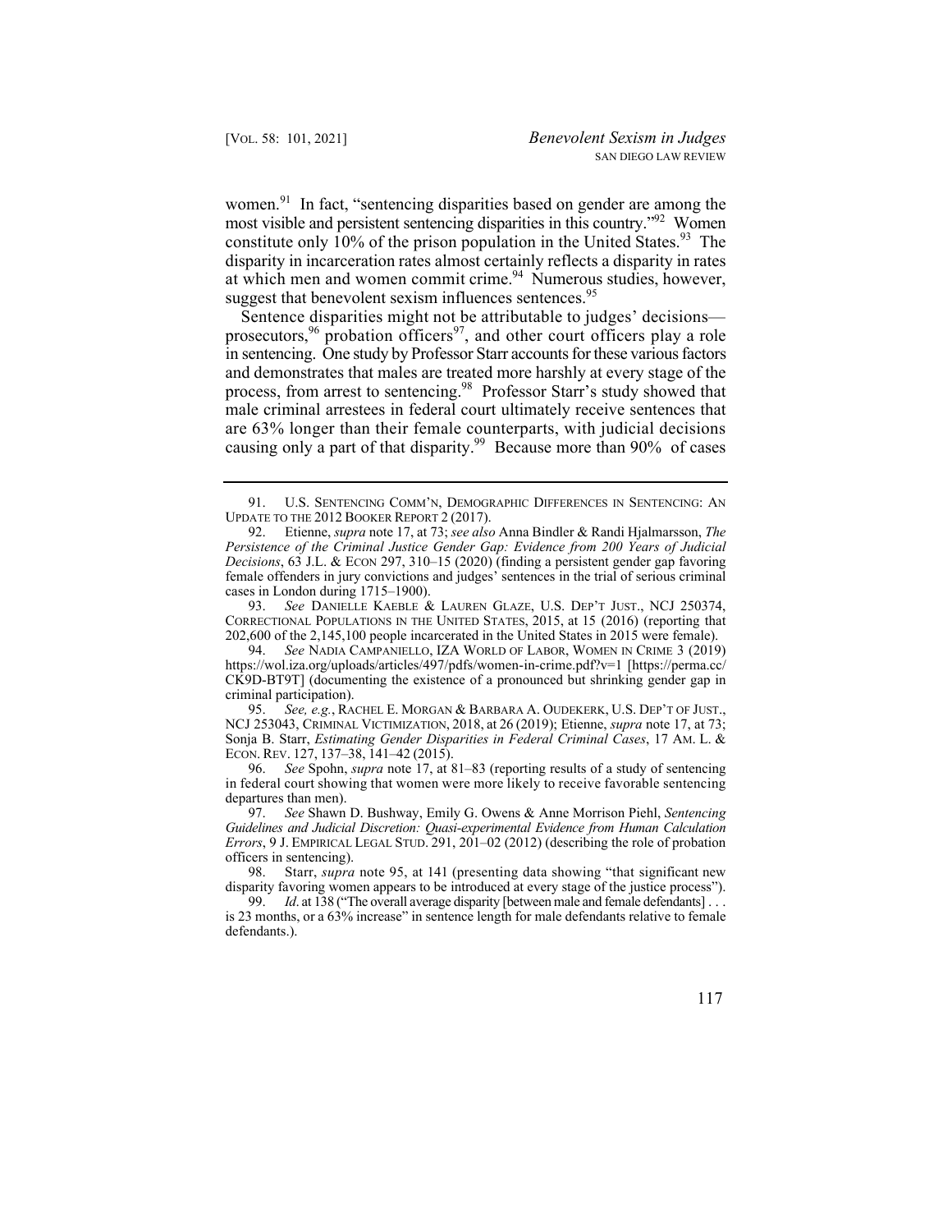women.[91] In fact, "sentencing disparities based on gender are among the most visible and persistent sentencing disparities in this country."[92] Women constitute only 10% of the prison population in the United States.[93] The disparity in incarceration rates almost certainly reflects a disparity in rates at which men and women commit crime.[94] Numerous studies, however, suggest that benevolent sexism influences sentences.[95]

Sentence disparities might not be attributable to judges' decisions—prosecutors,[96] probation officers[97], and other court officers play a role in sentencing. One study by Professor Starr accounts for these various factors and demonstrates that males are treated more harshly at every stage of the process, from arrest to sentencing.[98] Professor Starr's study showed that male criminal arrestees in federal court ultimately receive sentences that are 63% longer than their female counterparts, with judicial decisions causing only a part of that disparity.[99] Because more than 90% of cases

---

91. U.S. SENTENCING COMM'N, DEMOGRAPHIC DIFFERENCES IN SENTENCING: AN UPDATE TO THE 2012 BOOKER REPORT 2 (2017).

92. Etienne, *supra* note 17, at 73; *see also* Anna Bindler & Randi Hjalmarsson, *The Persistence of the Criminal Justice Gender Gap: Evidence from 200 Years of Judicial Decisions*, 63 J.L. & ECON 297, 310–15 (2020) (finding a persistent gender gap favoring female offenders in jury convictions and judges' sentences in the trial of serious criminal cases in London during 1715–1900).

93. *See* DANIELLE KAEBLE & LAUREN GLAZE, U.S. DEP'T JUST., NCJ 250374, CORRECTIONAL POPULATIONS IN THE UNITED STATES, 2015, at 15 (2016) (reporting that 202,600 of the 2,145,100 people incarcerated in the United States in 2015 were female).

94. *See* NADIA CAMPANIELLO, IZA WORLD OF LABOR, WOMEN IN CRIME 3 (2019) https://wol.iza.org/uploads/articles/497/pdfs/women-in-crime.pdf?v=1 [https://perma.cc/CK9D-BT9T] (documenting the existence of a pronounced but shrinking gender gap in criminal participation).

95. *See, e.g.*, RACHEL E. MORGAN & BARBARA A. OUDEKERK, U.S. DEP'T OF JUST., NCJ 253043, CRIMINAL VICTIMIZATION, 2018, at 26 (2019); Etienne, *supra* note 17, at 73; Sonja B. Starr, *Estimating Gender Disparities in Federal Criminal Cases*, 17 AM. L. & ECON. REV. 127, 137–38, 141–42 (2015).

96. *See* Spohn, *supra* note 17, at 81–83 (reporting results of a study of sentencing in federal court showing that women were more likely to receive favorable sentencing departures than men).

97. *See* Shawn D. Bushway, Emily G. Owens & Anne Morrison Piehl, *Sentencing Guidelines and Judicial Discretion: Quasi-experimental Evidence from Human Calculation Errors*, 9 J. EMPIRICAL LEGAL STUD. 291, 201–02 (2012) (describing the role of probation officers in sentencing).

98. Starr, *supra* note 95, at 141 (presenting data showing "that significant new disparity favoring women appears to be introduced at every stage of the justice process").

99. *Id.* at 138 ("The overall average disparity [between male and female defendants] . . . is 23 months, or a 63% increase" in sentence length for male defendants relative to female defendants.).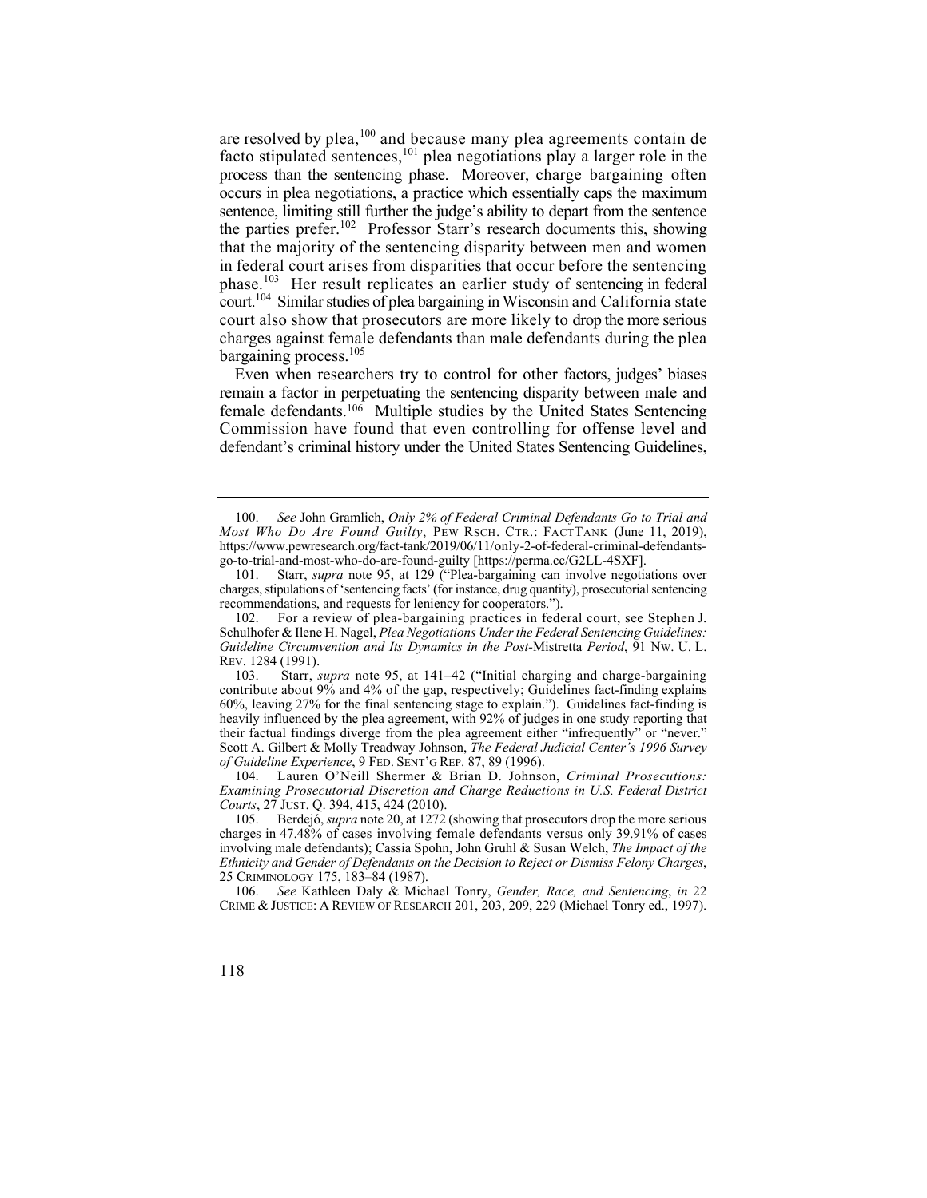are resolved by plea,[100] and because many plea agreements contain de facto stipulated sentences,[101] plea negotiations play a larger role in the process than the sentencing phase. Moreover, charge bargaining often occurs in plea negotiations, a practice which essentially caps the maximum sentence, limiting still further the judge's ability to depart from the sentence the parties prefer.[102] Professor Starr's research documents this, showing that the majority of the sentencing disparity between men and women in federal court arises from disparities that occur before the sentencing phase.[103] Her result replicates an earlier study of sentencing in federal court.[104] Similar studies of plea bargaining in Wisconsin and California state court also show that prosecutors are more likely to drop the more serious charges against female defendants than male defendants during the plea bargaining process.[105]

Even when researchers try to control for other factors, judges' biases remain a factor in perpetuating the sentencing disparity between male and female defendants.[106] Multiple studies by the United States Sentencing Commission have found that even controlling for offense level and defendant's criminal history under the United States Sentencing Guidelines,

---

100. *See* John Gramlich, *Only 2% of Federal Criminal Defendants Go to Trial and Most Who Do Are Found Guilty*, PEW RSCH. CTR.: FACTTANK (June 11, 2019), https://www.pewresearch.org/fact-tank/2019/06/11/only-2-of-federal-criminal-defendants-go-to-trial-and-most-who-do-are-found-guilty [https://perma.cc/G2LL-4SXF].

101. Starr, *supra* note 95, at 129 ("Plea-bargaining can involve negotiations over charges, stipulations of 'sentencing facts' (for instance, drug quantity), prosecutorial sentencing recommendations, and requests for leniency for cooperators.").

102. For a review of plea-bargaining practices in federal court, see Stephen J. Schulhofer & Ilene H. Nagel, *Plea Negotiations Under the Federal Sentencing Guidelines: Guideline Circumvention and Its Dynamics in the Post-*Mistretta *Period*, 91 NW. U. L. REV. 1284 (1991).

103. Starr, *supra* note 95, at 141–42 ("Initial charging and charge-bargaining contribute about 9% and 4% of the gap, respectively; Guidelines fact-finding explains 60%, leaving 27% for the final sentencing stage to explain."). Guidelines fact-finding is heavily influenced by the plea agreement, with 92% of judges in one study reporting that their factual findings diverge from the plea agreement either "infrequently" or "never." Scott A. Gilbert & Molly Treadway Johnson, *The Federal Judicial Center's 1996 Survey of Guideline Experience*, 9 FED. SENT'G REP. 87, 89 (1996).

104. Lauren O'Neill Shermer & Brian D. Johnson, *Criminal Prosecutions: Examining Prosecutorial Discretion and Charge Reductions in U.S. Federal District Courts*, 27 JUST. Q. 394, 415, 424 (2010).

105. Berdejó, *supra* note 20, at 1272 (showing that prosecutors drop the more serious charges in 47.48% of cases involving female defendants versus only 39.91% of cases involving male defendants); Cassia Spohn, John Gruhl & Susan Welch, *The Impact of the Ethnicity and Gender of Defendants on the Decision to Reject or Dismiss Felony Charges*, 25 CRIMINOLOGY 175, 183–84 (1987).

106. *See* Kathleen Daly & Michael Tonry, *Gender, Race, and Sentencing*, *in* 22 CRIME & JUSTICE: A REVIEW OF RESEARCH 201, 203, 209, 229 (Michael Tonry ed., 1997).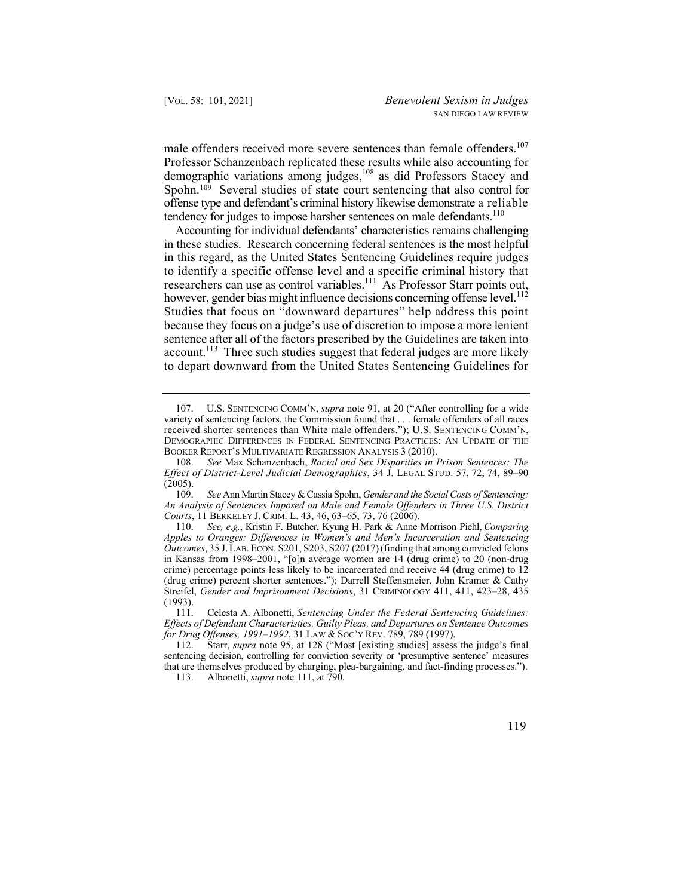male offenders received more severe sentences than female offenders.[107] Professor Schanzenbach replicated these results while also accounting for demographic variations among judges,[108] as did Professors Stacey and Spohn.[109] Several studies of state court sentencing that also control for offense type and defendant's criminal history likewise demonstrate a reliable tendency for judges to impose harsher sentences on male defendants.[110]

Accounting for individual defendants' characteristics remains challenging in these studies. Research concerning federal sentences is the most helpful in this regard, as the United States Sentencing Guidelines require judges to identify a specific offense level and a specific criminal history that researchers can use as control variables.[111] As Professor Starr points out, however, gender bias might influence decisions concerning offense level.[112] Studies that focus on "downward departures" help address this point because they focus on a judge's use of discretion to impose a more lenient sentence after all of the factors prescribed by the Guidelines are taken into account.[113] Three such studies suggest that federal judges are more likely to depart downward from the United States Sentencing Guidelines for

---

107. U.S. SENTENCING COMM'N, *supra* note 91, at 20 ("After controlling for a wide variety of sentencing factors, the Commission found that . . . female offenders of all races received shorter sentences than White male offenders."); U.S. SENTENCING COMM'N, DEMOGRAPHIC DIFFERENCES IN FEDERAL SENTENCING PRACTICES: AN UPDATE OF THE BOOKER REPORT'S MULTIVARIATE REGRESSION ANALYSIS 3 (2010).

108. *See* Max Schanzenbach, *Racial and Sex Disparities in Prison Sentences: The Effect of District-Level Judicial Demographics*, 34 J. LEGAL STUD. 57, 72, 74, 89–90 (2005).

109. *See* Ann Martin Stacey & Cassia Spohn, *Gender and the Social Costs of Sentencing: An Analysis of Sentences Imposed on Male and Female Offenders in Three U.S. District Courts*, 11 BERKELEY J. CRIM. L. 43, 46, 63–65, 73, 76 (2006).

110. *See, e.g.*, Kristin F. Butcher, Kyung H. Park & Anne Morrison Piehl, *Comparing Apples to Oranges: Differences in Women's and Men's Incarceration and Sentencing Outcomes*, 35 J. LAB. ECON. S201, S203, S207 (2017) (finding that among convicted felons in Kansas from 1998–2001, "[o]n average women are 14 (drug crime) to 20 (non-drug crime) percentage points less likely to be incarcerated and receive 44 (drug crime) to 12 (drug crime) percent shorter sentences."); Darrell Steffensmeier, John Kramer & Cathy Streifel, *Gender and Imprisonment Decisions*, 31 CRIMINOLOGY 411, 411, 423–28, 435 (1993).

111. Celesta A. Albonetti, *Sentencing Under the Federal Sentencing Guidelines: Effects of Defendant Characteristics, Guilty Pleas, and Departures on Sentence Outcomes for Drug Offenses, 1991–1992*, 31 LAW & SOC'Y REV. 789, 789 (1997).

112. Starr, *supra* note 95, at 128 ("Most [existing studies] assess the judge's final sentencing decision, controlling for conviction severity or 'presumptive sentence' measures that are themselves produced by charging, plea-bargaining, and fact-finding processes.").

113. Albonetti, *supra* note 111, at 790.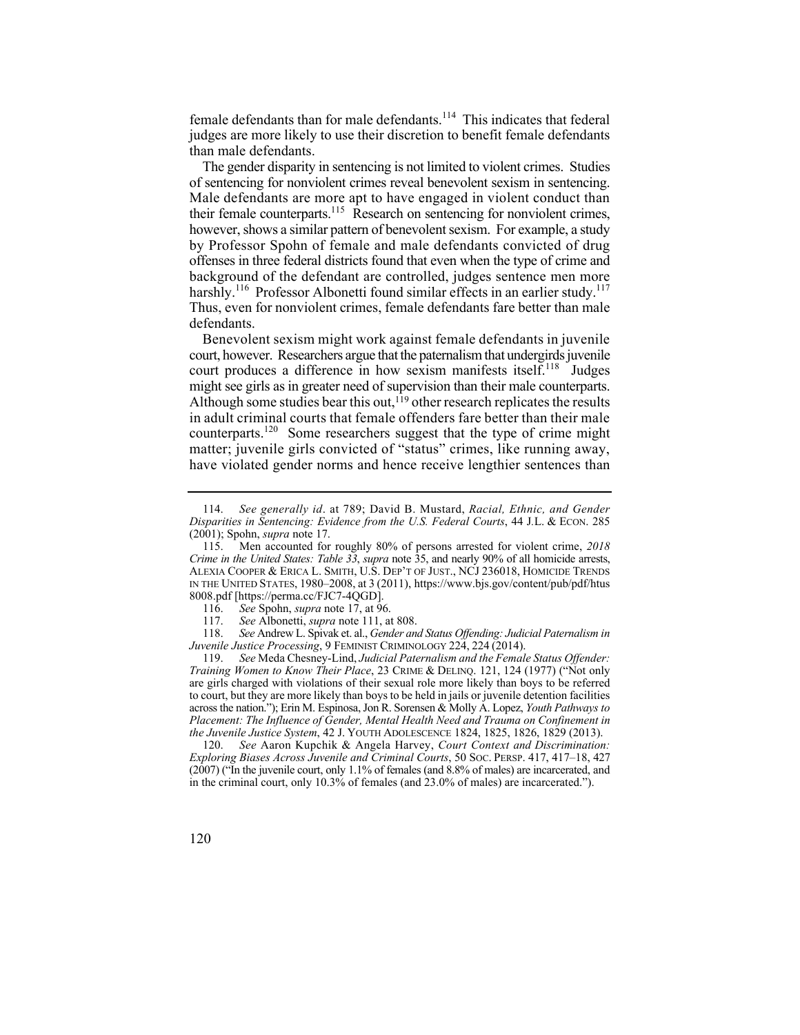female defendants than for male defendants.[114] This indicates that federal judges are more likely to use their discretion to benefit female defendants than male defendants.

The gender disparity in sentencing is not limited to violent crimes. Studies of sentencing for nonviolent crimes reveal benevolent sexism in sentencing. Male defendants are more apt to have engaged in violent conduct than their female counterparts.[115] Research on sentencing for nonviolent crimes, however, shows a similar pattern of benevolent sexism. For example, a study by Professor Spohn of female and male defendants convicted of drug offenses in three federal districts found that even when the type of crime and background of the defendant are controlled, judges sentence men more harshly.[116] Professor Albonetti found similar effects in an earlier study.[117] Thus, even for nonviolent crimes, female defendants fare better than male defendants.

Benevolent sexism might work against female defendants in juvenile court, however. Researchers argue that the paternalism that undergirds juvenile court produces a difference in how sexism manifests itself.[118] Judges might see girls as in greater need of supervision than their male counterparts. Although some studies bear this out,[119] other research replicates the results in adult criminal courts that female offenders fare better than their male counterparts.[120] Some researchers suggest that the type of crime might matter; juvenile girls convicted of "status" crimes, like running away, have violated gender norms and hence receive lengthier sentences than

---

114. *See generally id*. at 789; David B. Mustard, *Racial, Ethnic, and Gender Disparities in Sentencing: Evidence from the U.S. Federal Courts*, 44 J.L. & ECON. 285 (2001); Spohn, *supra* note 17.

115. Men accounted for roughly 80% of persons arrested for violent crime, *2018 Crime in the United States: Table 33*, *supra* note 35, and nearly 90% of all homicide arrests, ALEXIA COOPER & ERICA L. SMITH, U.S. DEP'T OF JUST., NCJ 236018, HOMICIDE TRENDS IN THE UNITED STATES, 1980–2008, at 3 (2011), https://www.bjs.gov/content/pub/pdf/htus8008.pdf [https://perma.cc/FJC7-4QGD].

116. *See* Spohn, *supra* note 17, at 96.

117. *See* Albonetti, *supra* note 111, at 808.

118. *See* Andrew L. Spivak et. al., *Gender and Status Offending: Judicial Paternalism in Juvenile Justice Processing*, 9 FEMINIST CRIMINOLOGY 224, 224 (2014).

119. *See* Meda Chesney-Lind, *Judicial Paternalism and the Female Status Offender: Training Women to Know Their Place*, 23 CRIME & DELINQ. 121, 124 (1977) ("Not only are girls charged with violations of their sexual role more likely than boys to be referred to court, but they are more likely than boys to be held in jails or juvenile detention facilities across the nation."); Erin M. Espinosa, Jon R. Sorensen & Molly A. Lopez, *Youth Pathways to Placement: The Influence of Gender, Mental Health Need and Trauma on Confinement in the Juvenile Justice System*, 42 J. YOUTH ADOLESCENCE 1824, 1825, 1826, 1829 (2013).

120. *See* Aaron Kupchik & Angela Harvey, *Court Context and Discrimination: Exploring Biases Across Juvenile and Criminal Courts*, 50 SOC. PERSP. 417, 417–18, 427 (2007) ("In the juvenile court, only 1.1% of females (and 8.8% of males) are incarcerated, and in the criminal court, only 10.3% of females (and 23.0% of males) are incarcerated.").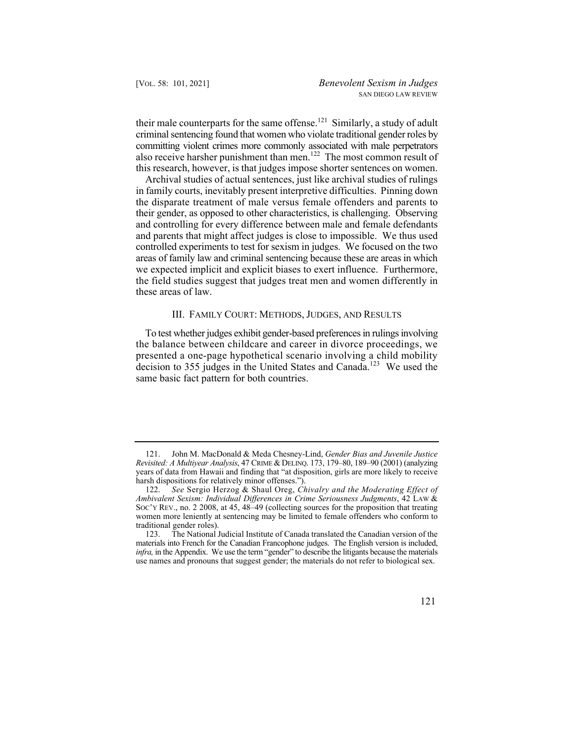their male counterparts for the same offense.[121] Similarly, a study of adult criminal sentencing found that women who violate traditional gender roles by committing violent crimes more commonly associated with male perpetrators also receive harsher punishment than men.[122] The most common result of this research, however, is that judges impose shorter sentences on women.

Archival studies of actual sentences, just like archival studies of rulings in family courts, inevitably present interpretive difficulties. Pinning down the disparate treatment of male versus female offenders and parents to their gender, as opposed to other characteristics, is challenging. Observing and controlling for every difference between male and female defendants and parents that might affect judges is close to impossible. We thus used controlled experiments to test for sexism in judges. We focused on the two areas of family law and criminal sentencing because these are areas in which we expected implicit and explicit biases to exert influence. Furthermore, the field studies suggest that judges treat men and women differently in these areas of law.

## III. Family Court: Methods, Judges, and Results

To test whether judges exhibit gender-based preferences in rulings involving the balance between childcare and career in divorce proceedings, we presented a one-page hypothetical scenario involving a child mobility decision to 355 judges in the United States and Canada.[123] We used the same basic fact pattern for both countries.

---

121. John M. MacDonald & Meda Chesney-Lind, *Gender Bias and Juvenile Justice Revisited: A Multiyear Analysis*, 47 Crime & Delinq. 173, 179–80, 189–90 (2001) (analyzing years of data from Hawaii and finding that "at disposition, girls are more likely to receive harsh dispositions for relatively minor offenses.").

122. *See* Sergio Herzog & Shaul Oreg, *Chivalry and the Moderating Effect of Ambivalent Sexism: Individual Differences in Crime Seriousness Judgments*, 42 Law & Soc'y Rev., no. 2 2008, at 45, 48–49 (collecting sources for the proposition that treating women more leniently at sentencing may be limited to female offenders who conform to traditional gender roles).

123. The National Judicial Institute of Canada translated the Canadian version of the materials into French for the Canadian Francophone judges. The English version is included, *infra,* in the Appendix. We use the term "gender" to describe the litigants because the materials use names and pronouns that suggest gender; the materials do not refer to biological sex.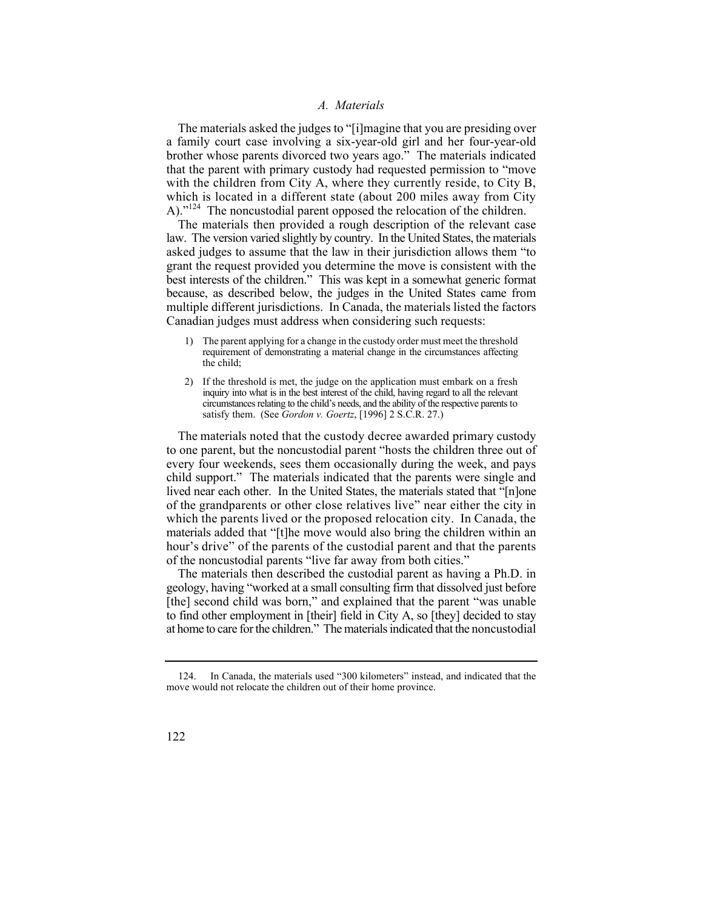### *A. Materials*

The materials asked the judges to "[i]magine that you are presiding over a family court case involving a six-year-old girl and her four-year-old brother whose parents divorced two years ago." The materials indicated that the parent with primary custody had requested permission to "move with the children from City A, where they currently reside, to City B, which is located in a different state (about 200 miles away from City A)."[124] The noncustodial parent opposed the relocation of the children.

The materials then provided a rough description of the relevant case law. The version varied slightly by country. In the United States, the materials asked judges to assume that the law in their jurisdiction allows them "to grant the request provided you determine the move is consistent with the best interests of the children." This was kept in a somewhat generic format because, as described below, the judges in the United States came from multiple different jurisdictions. In Canada, the materials listed the factors Canadian judges must address when considering such requests:

1) The parent applying for a change in the custody order must meet the threshold requirement of demonstrating a material change in the circumstances affecting the child;

2) If the threshold is met, the judge on the application must embark on a fresh inquiry into what is in the best interest of the child, having regard to all the relevant circumstances relating to the child's needs, and the ability of the respective parents to satisfy them. (See *Gordon v. Goertz*, [1996] 2 S.C.R. 27.)

The materials noted that the custody decree awarded primary custody to one parent, but the noncustodial parent "hosts the children three out of every four weekends, sees them occasionally during the week, and pays child support." The materials indicated that the parents were single and lived near each other. In the United States, the materials stated that "[n]one of the grandparents or other close relatives live" near either the city in which the parents lived or the proposed relocation city. In Canada, the materials added that "[t]he move would also bring the children within an hour's drive" of the parents of the custodial parent and that the parents of the noncustodial parents "live far away from both cities."

The materials then described the custodial parent as having a Ph.D. in geology, having "worked at a small consulting firm that dissolved just before [the] second child was born," and explained that the parent "was unable to find other employment in [their] field in City A, so [they] decided to stay at home to care for the children." The materials indicated that the noncustodial

---

124. In Canada, the materials used "300 kilometers" instead, and indicated that the move would not relocate the children out of their home province.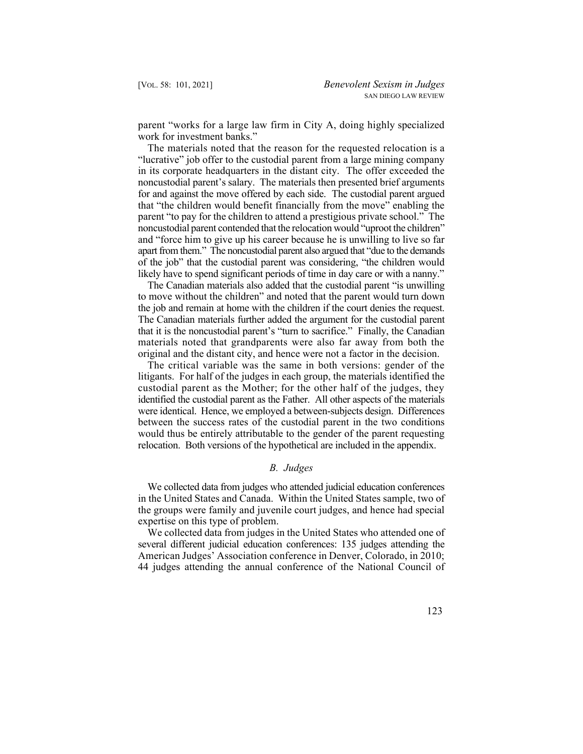parent "works for a large law firm in City A, doing highly specialized work for investment banks."

The materials noted that the reason for the requested relocation is a "lucrative" job offer to the custodial parent from a large mining company in its corporate headquarters in the distant city. The offer exceeded the noncustodial parent's salary. The materials then presented brief arguments for and against the move offered by each side. The custodial parent argued that "the children would benefit financially from the move" enabling the parent "to pay for the children to attend a prestigious private school." The noncustodial parent contended that the relocation would "uproot the children" and "force him to give up his career because he is unwilling to live so far apart from them." The noncustodial parent also argued that "due to the demands of the job" that the custodial parent was considering, "the children would likely have to spend significant periods of time in day care or with a nanny."

The Canadian materials also added that the custodial parent "is unwilling to move without the children" and noted that the parent would turn down the job and remain at home with the children if the court denies the request. The Canadian materials further added the argument for the custodial parent that it is the noncustodial parent's "turn to sacrifice." Finally, the Canadian materials noted that grandparents were also far away from both the original and the distant city, and hence were not a factor in the decision.

The critical variable was the same in both versions: gender of the litigants. For half of the judges in each group, the materials identified the custodial parent as the Mother; for the other half of the judges, they identified the custodial parent as the Father. All other aspects of the materials were identical. Hence, we employed a between-subjects design. Differences between the success rates of the custodial parent in the two conditions would thus be entirely attributable to the gender of the parent requesting relocation. Both versions of the hypothetical are included in the appendix.

### *B. Judges*

We collected data from judges who attended judicial education conferences in the United States and Canada. Within the United States sample, two of the groups were family and juvenile court judges, and hence had special expertise on this type of problem.

We collected data from judges in the United States who attended one of several different judicial education conferences: 135 judges attending the American Judges' Association conference in Denver, Colorado, in 2010; 44 judges attending the annual conference of the National Council of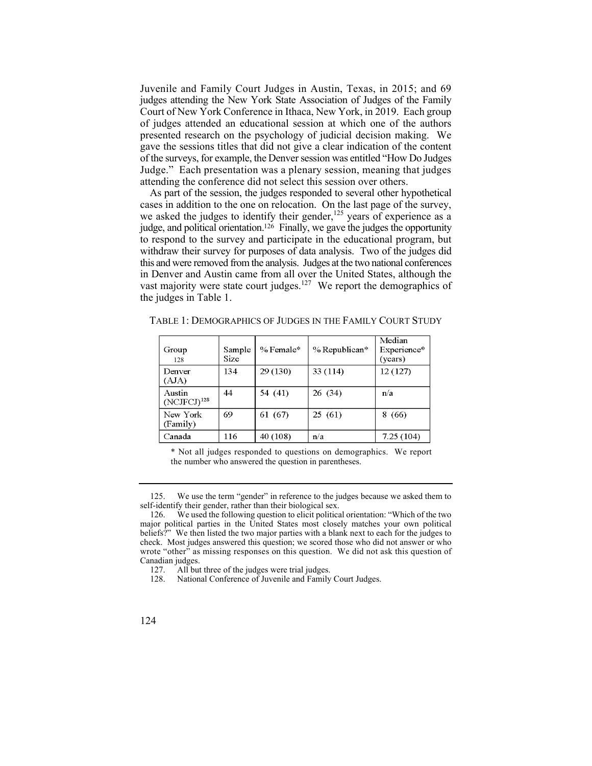Juvenile and Family Court Judges in Austin, Texas, in 2015; and 69 judges attending the New York State Association of Judges of the Family Court of New York Conference in Ithaca, New York, in 2019. Each group of judges attended an educational session at which one of the authors presented research on the psychology of judicial decision making. We gave the sessions titles that did not give a clear indication of the content of the surveys, for example, the Denver session was entitled "How Do Judges Judge." Each presentation was a plenary session, meaning that judges attending the conference did not select this session over others.

As part of the session, the judges responded to several other hypothetical cases in addition to the one on relocation. On the last page of the survey, we asked the judges to identify their gender,[125] years of experience as a judge, and political orientation.[126] Finally, we gave the judges the opportunity to respond to the survey and participate in the educational program, but withdraw their survey for purposes of data analysis. Two of the judges did this and were removed from the analysis. Judges at the two national conferences in Denver and Austin came from all over the United States, although the vast majority were state court judges.[127] We report the demographics of the judges in Table 1.

TABLE 1: DEMOGRAPHICS OF JUDGES IN THE FAMILY COURT STUDY

| Group [128] | Sample Size | % Female* | % Republican* | Median Experience* (years) |
|---|---|---|---|---|
| Denver (AJA) | 134 | 29 (130) | 33 (114) | 12 (127) |
| Austin (NCJFCJ)[128] | 44 | 54 (41) | 26 (34) | n/a |
| New York (Family) | 69 | 61 (67) | 25 (61) | 8 (66) |
| Canada | 116 | 40 (108) | n/a | 7.25 (104) |

\* Not all judges responded to questions on demographics. We report the number who answered the question in parentheses.

---

125. We use the term "gender" in reference to the judges because we asked them to self-identify their gender, rather than their biological sex.

126. We used the following question to elicit political orientation: "Which of the two major political parties in the United States most closely matches your own political beliefs?" We then listed the two major parties with a blank next to each for the judges to check. Most judges answered this question; we scored those who did not answer or who wrote "other" as missing responses on this question. We did not ask this question of Canadian judges.

127. All but three of the judges were trial judges.

128. National Conference of Juvenile and Family Court Judges.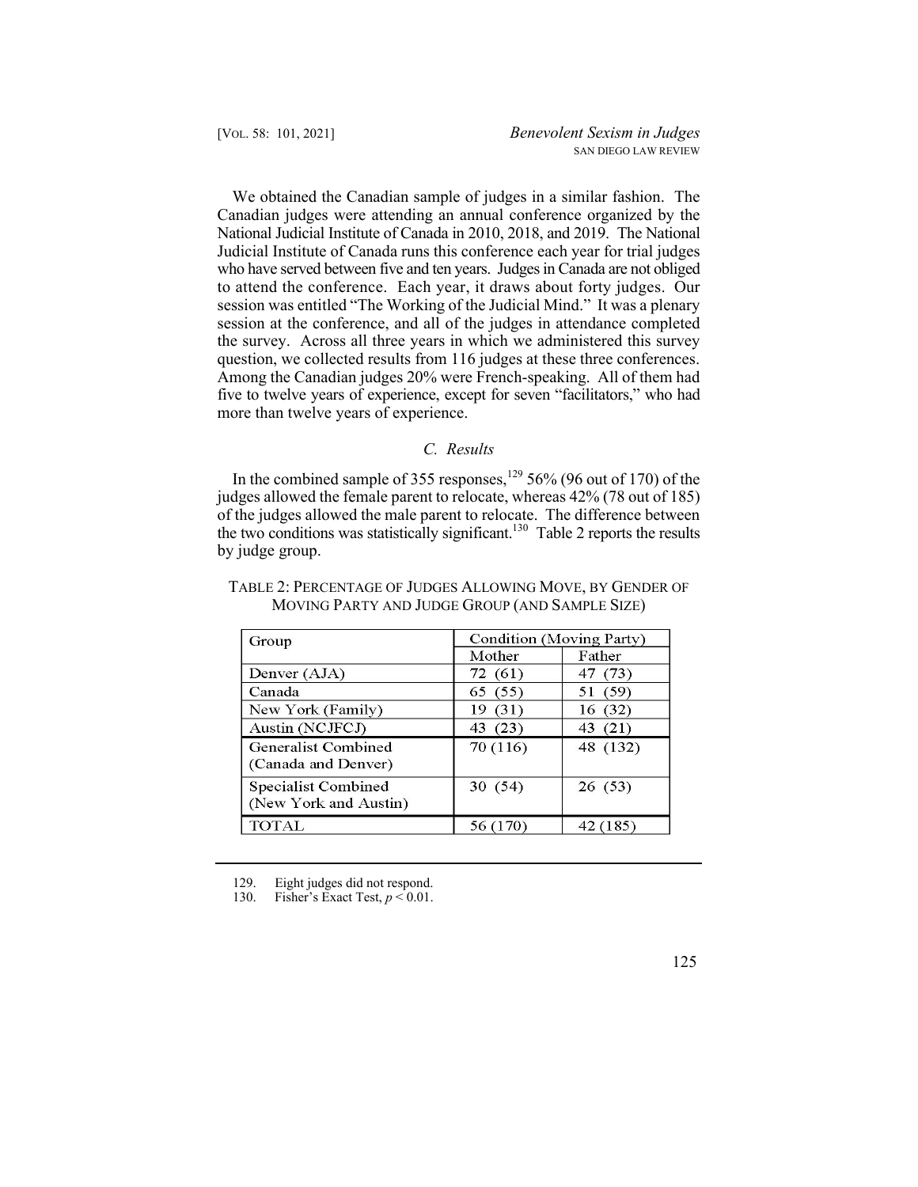We obtained the Canadian sample of judges in a similar fashion. The Canadian judges were attending an annual conference organized by the National Judicial Institute of Canada in 2010, 2018, and 2019. The National Judicial Institute of Canada runs this conference each year for trial judges who have served between five and ten years. Judges in Canada are not obliged to attend the conference. Each year, it draws about forty judges. Our session was entitled "The Working of the Judicial Mind." It was a plenary session at the conference, and all of the judges in attendance completed the survey. Across all three years in which we administered this survey question, we collected results from 116 judges at these three conferences. Among the Canadian judges 20% were French-speaking. All of them had five to twelve years of experience, except for seven "facilitators," who had more than twelve years of experience.

### C. Results

In the combined sample of 355 responses,[129] 56% (96 out of 170) of the judges allowed the female parent to relocate, whereas 42% (78 out of 185) of the judges allowed the male parent to relocate. The difference between the two conditions was statistically significant.[130] Table 2 reports the results by judge group.

TABLE 2: PERCENTAGE OF JUDGES ALLOWING MOVE, BY GENDER OF MOVING PARTY AND JUDGE GROUP (AND SAMPLE SIZE)

| Group | Condition (Moving Party) | |
|---|---|---|
| | Mother | Father |
| Denver (AJA) | 72 (61) | 47 (73) |
| Canada | 65 (55) | 51 (59) |
| New York (Family) | 19 (31) | 16 (32) |
| Austin (NCJFCJ) | 43 (23) | 43 (21) |
| Generalist Combined (Canada and Denver) | 70 (116) | 48 (132) |
| Specialist Combined (New York and Austin) | 30 (54) | 26 (53) |
| TOTAL | 56 (170) | 42 (185) |

129. Eight judges did not respond.

130. Fisher's Exact Test, $p < 0.01$.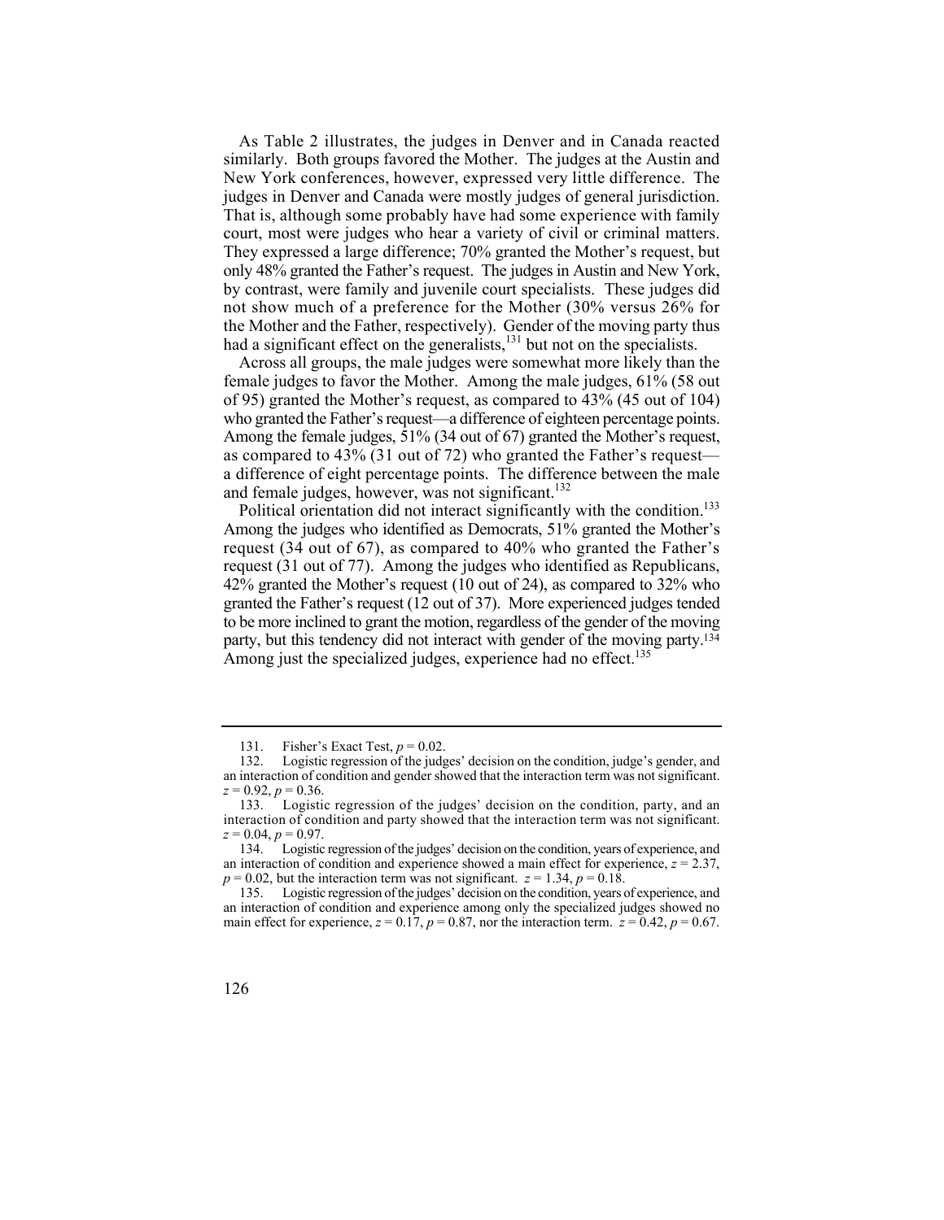As Table 2 illustrates, the judges in Denver and in Canada reacted similarly. Both groups favored the Mother. The judges at the Austin and New York conferences, however, expressed very little difference. The judges in Denver and Canada were mostly judges of general jurisdiction. That is, although some probably have had some experience with family court, most were judges who hear a variety of civil or criminal matters. They expressed a large difference; 70% granted the Mother's request, but only 48% granted the Father's request. The judges in Austin and New York, by contrast, were family and juvenile court specialists. These judges did not show much of a preference for the Mother (30% versus 26% for the Mother and the Father, respectively). Gender of the moving party thus had a significant effect on the generalists,[131] but not on the specialists.

Across all groups, the male judges were somewhat more likely than the female judges to favor the Mother. Among the male judges, 61% (58 out of 95) granted the Mother's request, as compared to 43% (45 out of 104) who granted the Father's request—a difference of eighteen percentage points. Among the female judges, 51% (34 out of 67) granted the Mother's request, as compared to 43% (31 out of 72) who granted the Father's request—a difference of eight percentage points. The difference between the male and female judges, however, was not significant.[132]

Political orientation did not interact significantly with the condition.[133] Among the judges who identified as Democrats, 51% granted the Mother's request (34 out of 67), as compared to 40% who granted the Father's request (31 out of 77). Among the judges who identified as Republicans, 42% granted the Mother's request (10 out of 24), as compared to 32% who granted the Father's request (12 out of 37). More experienced judges tended to be more inclined to grant the motion, regardless of the gender of the moving party, but this tendency did not interact with gender of the moving party.[134] Among just the specialized judges, experience had no effect.[135]

---

131. Fisher's Exact Test, $p = 0.02$.

132. Logistic regression of the judges' decision on the condition, judge's gender, and an interaction of condition and gender showed that the interaction term was not significant. $z = 0.92$, $p = 0.36$.

133. Logistic regression of the judges' decision on the condition, party, and an interaction of condition and party showed that the interaction term was not significant. $z = 0.04$, $p = 0.97$.

134. Logistic regression of the judges' decision on the condition, years of experience, and an interaction of condition and experience showed a main effect for experience, $z = 2.37$, $p = 0.02$, but the interaction term was not significant. $z = 1.34$, $p = 0.18$.

135. Logistic regression of the judges' decision on the condition, years of experience, and an interaction of condition and experience among only the specialized judges showed no main effect for experience, $z = 0.17$, $p = 0.87$, nor the interaction term. $z = 0.42$, $p = 0.67$.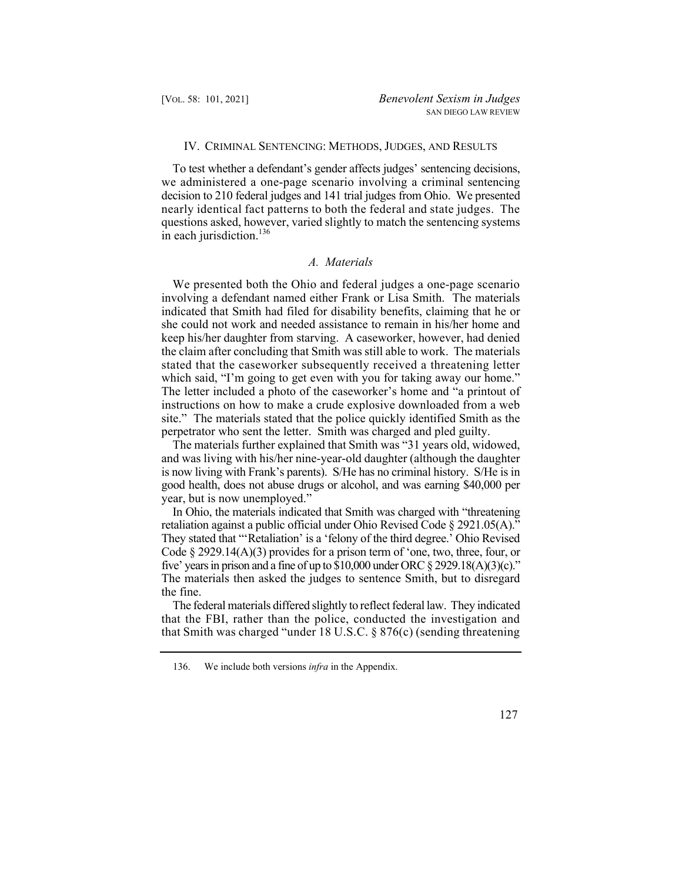## IV. CRIMINAL SENTENCING: METHODS, JUDGES, AND RESULTS

To test whether a defendant's gender affects judges' sentencing decisions, we administered a one-page scenario involving a criminal sentencing decision to 210 federal judges and 141 trial judges from Ohio. We presented nearly identical fact patterns to both the federal and state judges. The questions asked, however, varied slightly to match the sentencing systems in each jurisdiction.[136]

### *A. Materials*

We presented both the Ohio and federal judges a one-page scenario involving a defendant named either Frank or Lisa Smith. The materials indicated that Smith had filed for disability benefits, claiming that he or she could not work and needed assistance to remain in his/her home and keep his/her daughter from starving. A caseworker, however, had denied the claim after concluding that Smith was still able to work. The materials stated that the caseworker subsequently received a threatening letter which said, "I'm going to get even with you for taking away our home." The letter included a photo of the caseworker's home and "a printout of instructions on how to make a crude explosive downloaded from a web site." The materials stated that the police quickly identified Smith as the perpetrator who sent the letter. Smith was charged and pled guilty.

The materials further explained that Smith was "31 years old, widowed, and was living with his/her nine-year-old daughter (although the daughter is now living with Frank's parents). S/He has no criminal history. S/He is in good health, does not abuse drugs or alcohol, and was earning $40,000 per year, but is now unemployed."

In Ohio, the materials indicated that Smith was charged with "threatening retaliation against a public official under Ohio Revised Code § 2921.05(A)." They stated that "'Retaliation' is a 'felony of the third degree.' Ohio Revised Code § 2929.14(A)(3) provides for a prison term of 'one, two, three, four, or five' years in prison and a fine of up to $10,000 under ORC § 2929.18(A)(3)(c)." The materials then asked the judges to sentence Smith, but to disregard the fine.

The federal materials differed slightly to reflect federal law. They indicated that the FBI, rather than the police, conducted the investigation and that Smith was charged "under 18 U.S.C. § 876(c) (sending threatening

---

136. We include both versions *infra* in the Appendix.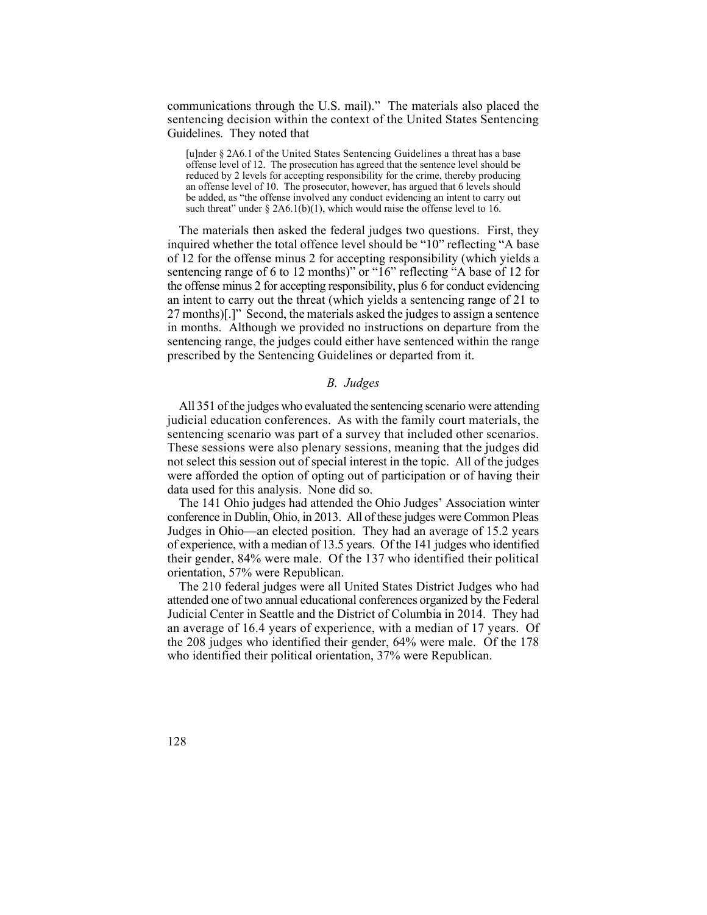communications through the U.S. mail)." The materials also placed the sentencing decision within the context of the United States Sentencing Guidelines. They noted that

> [u]nder § 2A6.1 of the United States Sentencing Guidelines a threat has a base offense level of 12. The prosecution has agreed that the sentence level should be reduced by 2 levels for accepting responsibility for the crime, thereby producing an offense level of 10. The prosecutor, however, has argued that 6 levels should be added, as "the offense involved any conduct evidencing an intent to carry out such threat" under § 2A6.1(b)(1), which would raise the offense level to 16.

The materials then asked the federal judges two questions. First, they inquired whether the total offence level should be "10" reflecting "A base of 12 for the offense minus 2 for accepting responsibility (which yields a sentencing range of 6 to 12 months)" or "16" reflecting "A base of 12 for the offense minus 2 for accepting responsibility, plus 6 for conduct evidencing an intent to carry out the threat (which yields a sentencing range of 21 to 27 months)[.]" Second, the materials asked the judges to assign a sentence in months. Although we provided no instructions on departure from the sentencing range, the judges could either have sentenced within the range prescribed by the Sentencing Guidelines or departed from it.

### *B. Judges*

All 351 of the judges who evaluated the sentencing scenario were attending judicial education conferences. As with the family court materials, the sentencing scenario was part of a survey that included other scenarios. These sessions were also plenary sessions, meaning that the judges did not select this session out of special interest in the topic. All of the judges were afforded the option of opting out of participation or of having their data used for this analysis. None did so.

The 141 Ohio judges had attended the Ohio Judges' Association winter conference in Dublin, Ohio, in 2013. All of these judges were Common Pleas Judges in Ohio—an elected position. They had an average of 15.2 years of experience, with a median of 13.5 years. Of the 141 judges who identified their gender, 84% were male. Of the 137 who identified their political orientation, 57% were Republican.

The 210 federal judges were all United States District Judges who had attended one of two annual educational conferences organized by the Federal Judicial Center in Seattle and the District of Columbia in 2014. They had an average of 16.4 years of experience, with a median of 17 years. Of the 208 judges who identified their gender, 64% were male. Of the 178 who identified their political orientation, 37% were Republican.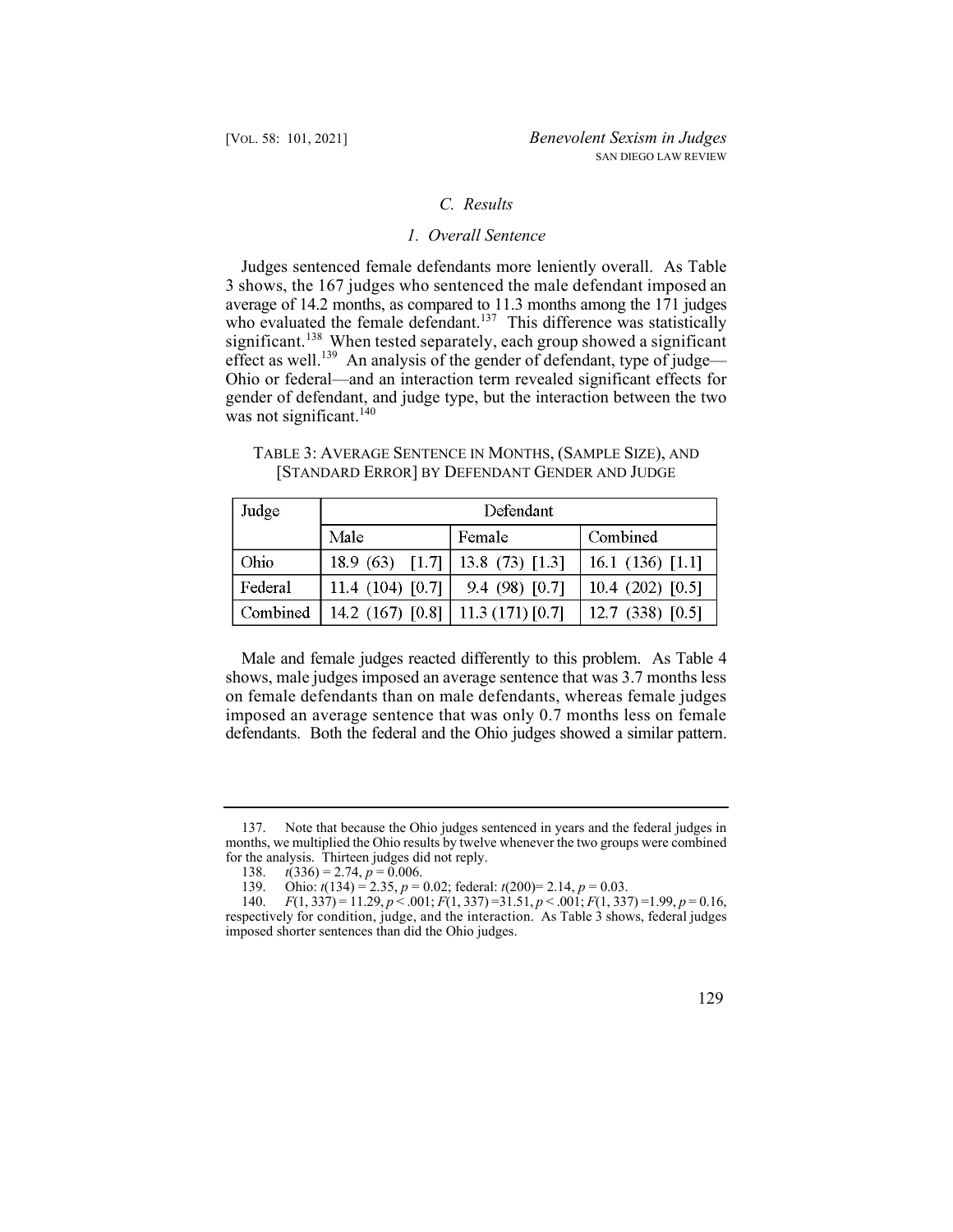### C. Results

#### 1. Overall Sentence

Judges sentenced female defendants more leniently overall. As Table 3 shows, the 167 judges who sentenced the male defendant imposed an average of 14.2 months, as compared to 11.3 months among the 171 judges who evaluated the female defendant.[137] This difference was statistically significant.[138] When tested separately, each group showed a significant effect as well.[139] An analysis of the gender of defendant, type of judge—Ohio or federal—and an interaction term revealed significant effects for gender of defendant, and judge type, but the interaction between the two was not significant.[140]

TABLE 3: AVERAGE SENTENCE IN MONTHS, (SAMPLE SIZE), AND [STANDARD ERROR] BY DEFENDANT GENDER AND JUDGE

| Judge | Defendant | | |
|---|---|---|---|
| | Male | Female | Combined |
| Ohio | 18.9 (63) [1.7] | 13.8 (73) [1.3] | 16.1 (136) [1.1] |
| Federal | 11.4 (104) [0.7] | 9.4 (98) [0.7] | 10.4 (202) [0.5] |
| Combined | 14.2 (167) [0.8] | 11.3 (171) [0.7] | 12.7 (338) [0.5] |

Male and female judges reacted differently to this problem. As Table 4 shows, male judges imposed an average sentence that was 3.7 months less on female defendants than on male defendants, whereas female judges imposed an average sentence that was only 0.7 months less on female defendants. Both the federal and the Ohio judges showed a similar pattern.

---

137. Note that because the Ohio judges sentenced in years and the federal judges in months, we multiplied the Ohio results by twelve whenever the two groups were combined for the analysis. Thirteen judges did not reply.

138. $t(336) = 2.74$, $p = 0.006$.

139. Ohio: $t(134) = 2.35$, $p = 0.02$; federal: $t(200) = 2.14$, $p = 0.03$.

140. $F(1, 337) = 11.29$, $p < .001$; $F(1, 337) = 31.51$, $p < .001$; $F(1, 337) = 1.99$, $p = 0.16$, respectively for condition, judge, and the interaction. As Table 3 shows, federal judges imposed shorter sentences than did the Ohio judges.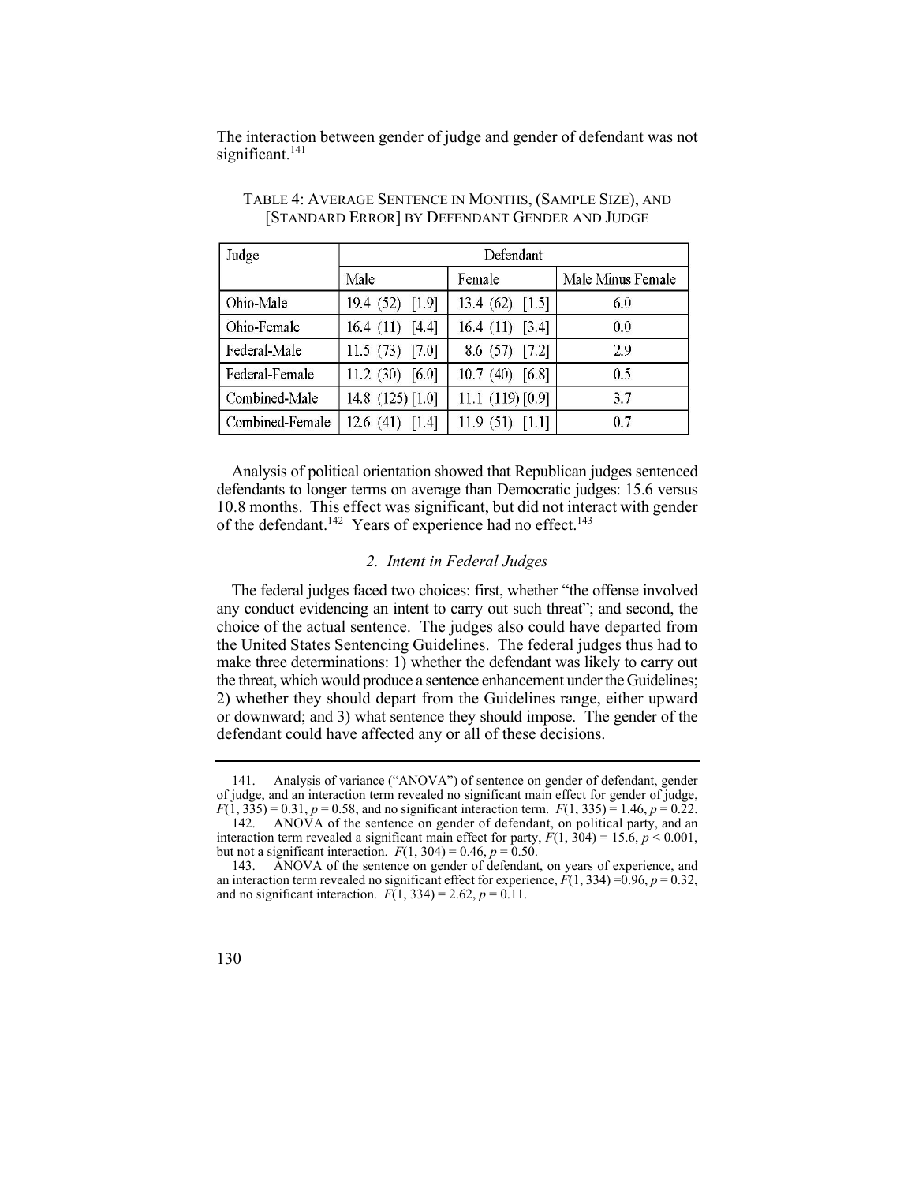The interaction between gender of judge and gender of defendant was not significant.[141]

TABLE 4: AVERAGE SENTENCE IN MONTHS, (SAMPLE SIZE), AND [STANDARD ERROR] BY DEFENDANT GENDER AND JUDGE

| Judge | Defendant | | |
|---|---|---|---|
| | Male | Female | Male Minus Female |
| Ohio-Male | 19.4 (52) [1.9] | 13.4 (62) [1.5] | 6.0 |
| Ohio-Female | 16.4 (11) [4.4] | 16.4 (11) [3.4] | 0.0 |
| Federal-Male | 11.5 (73) [7.0] | 8.6 (57) [7.2] | 2.9 |
| Federal-Female | 11.2 (30) [6.0] | 10.7 (40) [6.8] | 0.5 |
| Combined-Male | 14.8 (125) [1.0] | 11.1 (119) [0.9] | 3.7 |
| Combined-Female | 12.6 (41) [1.4] | 11.9 (51) [1.1] | 0.7 |

Analysis of political orientation showed that Republican judges sentenced defendants to longer terms on average than Democratic judges: 15.6 versus 10.8 months. This effect was significant, but did not interact with gender of the defendant.[142] Years of experience had no effect.[143]

### *2. Intent in Federal Judges*

The federal judges faced two choices: first, whether "the offense involved any conduct evidencing an intent to carry out such threat"; and second, the choice of the actual sentence. The judges also could have departed from the United States Sentencing Guidelines. The federal judges thus had to make three determinations: 1) whether the defendant was likely to carry out the threat, which would produce a sentence enhancement under the Guidelines; 2) whether they should depart from the Guidelines range, either upward or downward; and 3) what sentence they should impose. The gender of the defendant could have affected any or all of these decisions.

---

141. Analysis of variance ("ANOVA") of sentence on gender of defendant, gender of judge, and an interaction term revealed no significant main effect for gender of judge, $F(1, 335) = 0.31$, $p = 0.58$, and no significant interaction term. $F(1, 335) = 1.46$, $p = 0.22$.

142. ANOVA of the sentence on gender of defendant, on political party, and an interaction term revealed a significant main effect for party, $F(1, 304) = 15.6$, $p < 0.001$, but not a significant interaction. $F(1, 304) = 0.46$, $p = 0.50$.

143. ANOVA of the sentence on gender of defendant, on years of experience, and an interaction term revealed no significant effect for experience, $F(1, 334) = 0.96$, $p = 0.32$, and no significant interaction. $F(1, 334) = 2.62$, $p = 0.11$.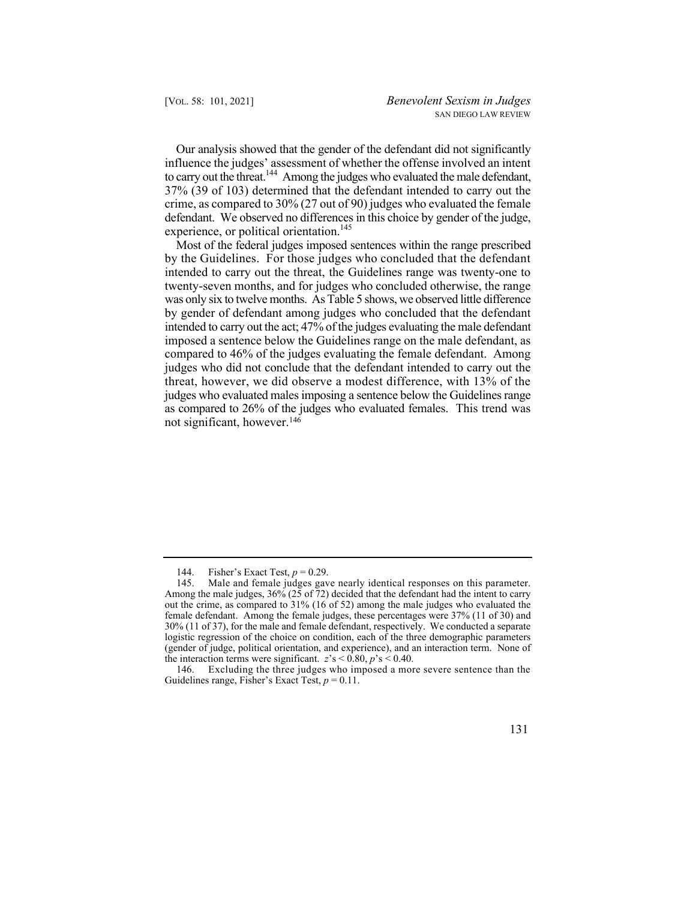Our analysis showed that the gender of the defendant did not significantly influence the judges' assessment of whether the offense involved an intent to carry out the threat.[144] Among the judges who evaluated the male defendant, 37% (39 of 103) determined that the defendant intended to carry out the crime, as compared to 30% (27 out of 90) judges who evaluated the female defendant. We observed no differences in this choice by gender of the judge, experience, or political orientation.[145]

Most of the federal judges imposed sentences within the range prescribed by the Guidelines. For those judges who concluded that the defendant intended to carry out the threat, the Guidelines range was twenty-one to twenty-seven months, and for judges who concluded otherwise, the range was only six to twelve months. As Table 5 shows, we observed little difference by gender of defendant among judges who concluded that the defendant intended to carry out the act; 47% of the judges evaluating the male defendant imposed a sentence below the Guidelines range on the male defendant, as compared to 46% of the judges evaluating the female defendant. Among judges who did not conclude that the defendant intended to carry out the threat, however, we did observe a modest difference, with 13% of the judges who evaluated males imposing a sentence below the Guidelines range as compared to 26% of the judges who evaluated females. This trend was not significant, however.[146]

---

144. Fisher's Exact Test, $p = 0.29$.

145. Male and female judges gave nearly identical responses on this parameter. Among the male judges, 36% (25 of 72) decided that the defendant had the intent to carry out the crime, as compared to 31% (16 of 52) among the male judges who evaluated the female defendant. Among the female judges, these percentages were 37% (11 of 30) and 30% (11 of 37), for the male and female defendant, respectively. We conducted a separate logistic regression of the choice on condition, each of the three demographic parameters (gender of judge, political orientation, and experience), and an interaction term. None of the interaction terms were significant. $z$'s $< 0.80$, $p$'s $< 0.40$.

146. Excluding the three judges who imposed a more severe sentence than the Guidelines range, Fisher's Exact Test, $p = 0.11$.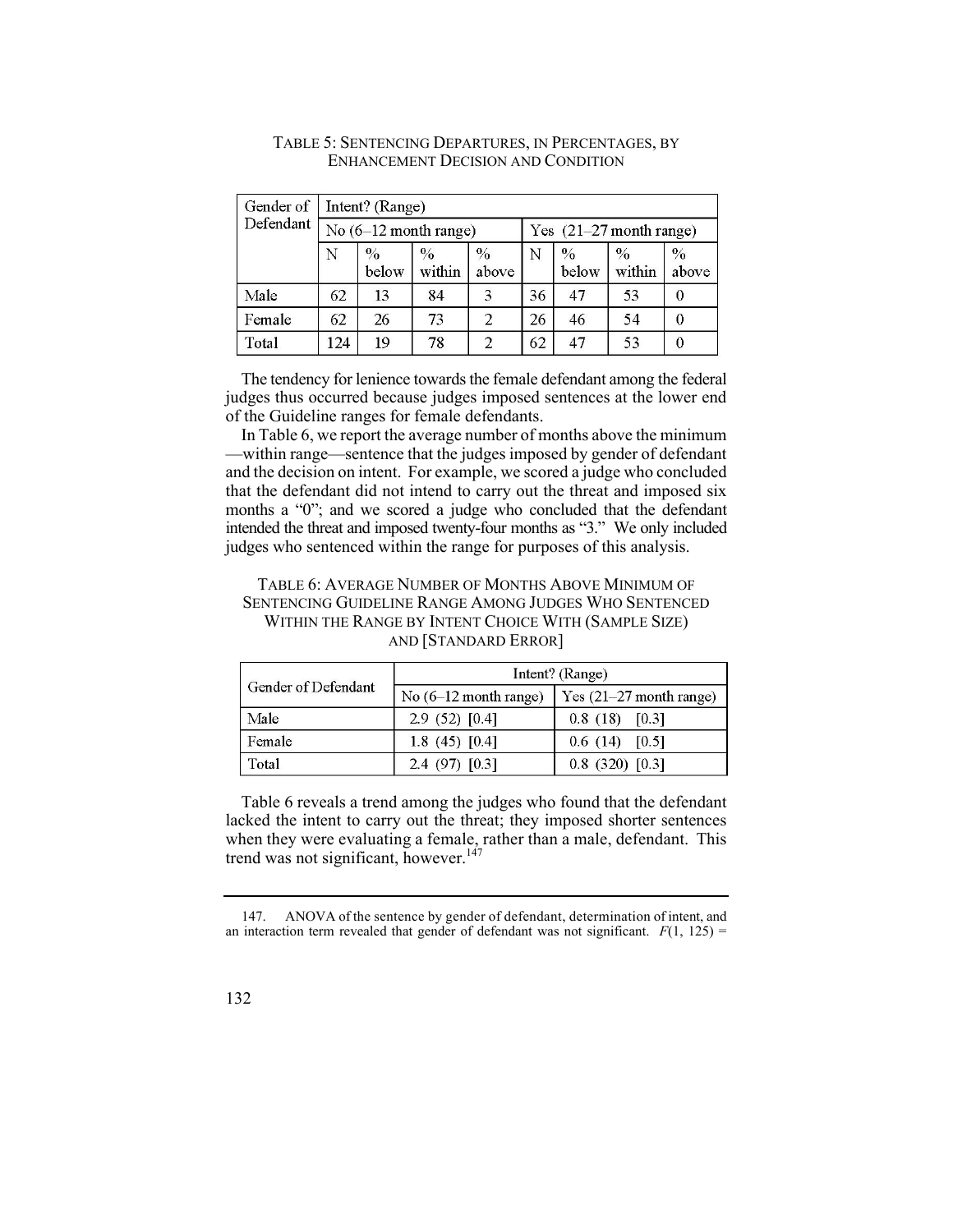TABLE 5: SENTENCING DEPARTURES, IN PERCENTAGES, BY ENHANCEMENT DECISION AND CONDITION

| Gender of Defendant | Intent? (Range) | | | | | | | |
|---|---|---|---|---|---|---|---|---|
| | No (6–12 month range) | | | | Yes (21–27 month range) | | | |
| | N | % below | % within | % above | N | % below | % within | % above |
| Male | 62 | 13 | 84 | 3 | 36 | 47 | 53 | 0 |
| Female | 62 | 26 | 73 | 2 | 26 | 46 | 54 | 0 |
| Total | 124 | 19 | 78 | 2 | 62 | 47 | 53 | 0 |

The tendency for lenience towards the female defendant among the federal judges thus occurred because judges imposed sentences at the lower end of the Guideline ranges for female defendants.

In Table 6, we report the average number of months above the minimum—within range—sentence that the judges imposed by gender of defendant and the decision on intent. For example, we scored a judge who concluded that the defendant did not intend to carry out the threat and imposed six months a "0"; and we scored a judge who concluded that the defendant intended the threat and imposed twenty-four months as "3." We only included judges who sentenced within the range for purposes of this analysis.

TABLE 6: AVERAGE NUMBER OF MONTHS ABOVE MINIMUM OF SENTENCING GUIDELINE RANGE AMONG JUDGES WHO SENTENCED WITHIN THE RANGE BY INTENT CHOICE WITH (SAMPLE SIZE) AND [STANDARD ERROR]

| Gender of Defendant | Intent? (Range) | |
|---|---|---|
| | No (6–12 month range) | Yes (21–27 month range) |
| Male | 2.9 (52) [0.4] | 0.8 (18) [0.3] |
| Female | 1.8 (45) [0.4] | 0.6 (14) [0.5] |
| Total | 2.4 (97) [0.3] | 0.8 (320) [0.3] |

Table 6 reveals a trend among the judges who found that the defendant lacked the intent to carry out the threat; they imposed shorter sentences when they were evaluating a female, rather than a male, defendant. This trend was not significant, however.[147]

---

147. ANOVA of the sentence by gender of defendant, determination of intent, and an interaction term revealed that gender of defendant was not significant. $F(1, 125) =$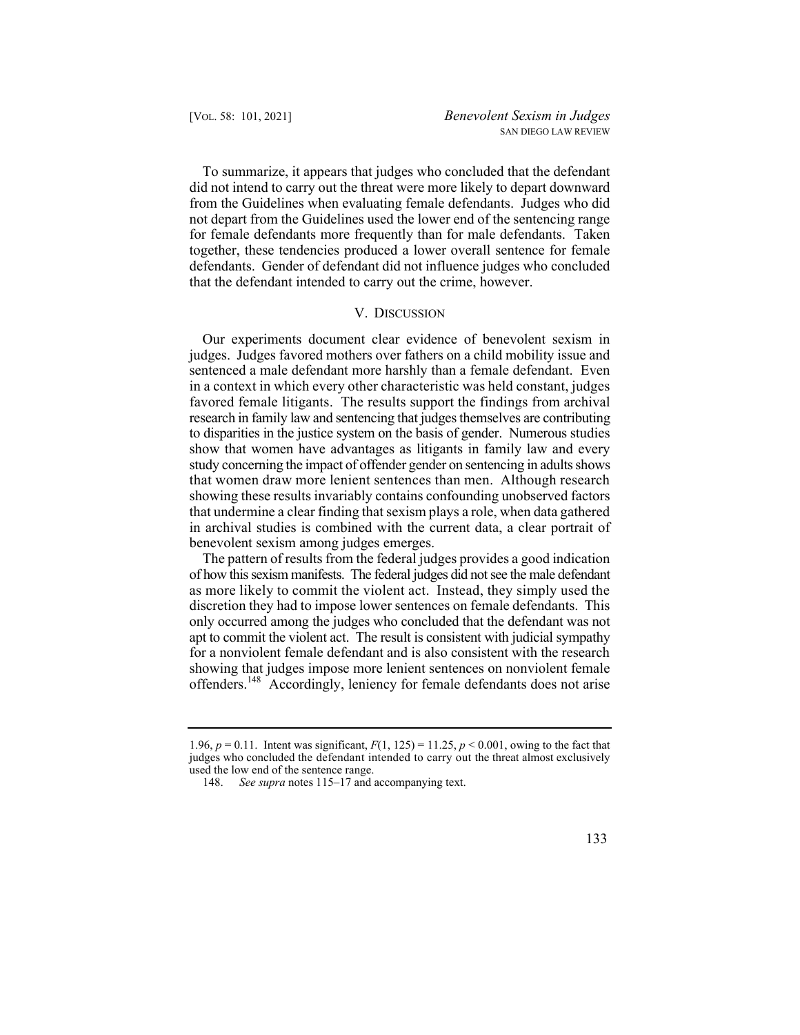To summarize, it appears that judges who concluded that the defendant did not intend to carry out the threat were more likely to depart downward from the Guidelines when evaluating female defendants. Judges who did not depart from the Guidelines used the lower end of the sentencing range for female defendants more frequently than for male defendants. Taken together, these tendencies produced a lower overall sentence for female defendants. Gender of defendant did not influence judges who concluded that the defendant intended to carry out the crime, however.

## V. Discussion

Our experiments document clear evidence of benevolent sexism in judges. Judges favored mothers over fathers on a child mobility issue and sentenced a male defendant more harshly than a female defendant. Even in a context in which every other characteristic was held constant, judges favored female litigants. The results support the findings from archival research in family law and sentencing that judges themselves are contributing to disparities in the justice system on the basis of gender. Numerous studies show that women have advantages as litigants in family law and every study concerning the impact of offender gender on sentencing in adults shows that women draw more lenient sentences than men. Although research showing these results invariably contains confounding unobserved factors that undermine a clear finding that sexism plays a role, when data gathered in archival studies is combined with the current data, a clear portrait of benevolent sexism among judges emerges.

The pattern of results from the federal judges provides a good indication of how this sexism manifests. The federal judges did not see the male defendant as more likely to commit the violent act. Instead, they simply used the discretion they had to impose lower sentences on female defendants. This only occurred among the judges who concluded that the defendant was not apt to commit the violent act. The result is consistent with judicial sympathy for a nonviolent female defendant and is also consistent with the research showing that judges impose more lenient sentences on nonviolent female offenders.[148] Accordingly, leniency for female defendants does not arise

---

1.96, $p = 0.11$. Intent was significant, $F(1, 125) = 11.25$, $p < 0.001$, owing to the fact that judges who concluded the defendant intended to carry out the threat almost exclusively used the low end of the sentence range.

148. *See supra* notes 115–17 and accompanying text.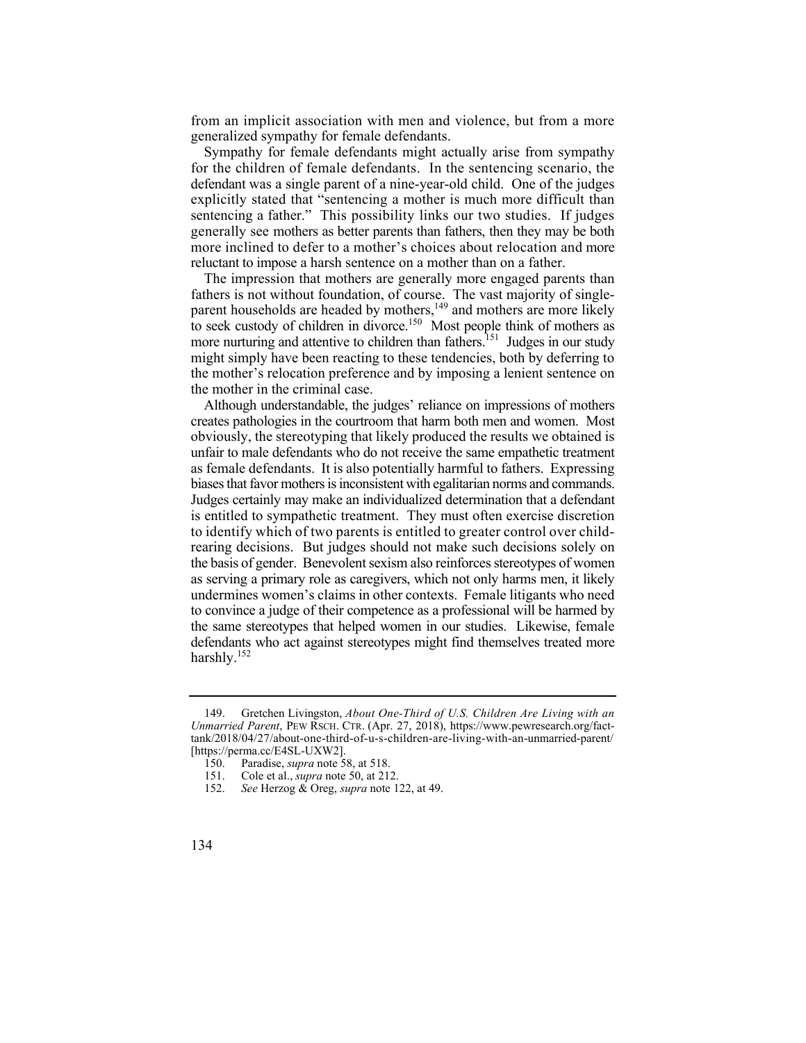from an implicit association with men and violence, but from a more generalized sympathy for female defendants.

Sympathy for female defendants might actually arise from sympathy for the children of female defendants. In the sentencing scenario, the defendant was a single parent of a nine-year-old child. One of the judges explicitly stated that "sentencing a mother is much more difficult than sentencing a father." This possibility links our two studies. If judges generally see mothers as better parents than fathers, then they may be both more inclined to defer to a mother's choices about relocation and more reluctant to impose a harsh sentence on a mother than on a father.

The impression that mothers are generally more engaged parents than fathers is not without foundation, of course. The vast majority of single-parent households are headed by mothers,[149] and mothers are more likely to seek custody of children in divorce.[150] Most people think of mothers as more nurturing and attentive to children than fathers.[151] Judges in our study might simply have been reacting to these tendencies, both by deferring to the mother's relocation preference and by imposing a lenient sentence on the mother in the criminal case.

Although understandable, the judges' reliance on impressions of mothers creates pathologies in the courtroom that harm both men and women. Most obviously, the stereotyping that likely produced the results we obtained is unfair to male defendants who do not receive the same empathetic treatment as female defendants. It is also potentially harmful to fathers. Expressing biases that favor mothers is inconsistent with egalitarian norms and commands. Judges certainly may make an individualized determination that a defendant is entitled to sympathetic treatment. They must often exercise discretion to identify which of two parents is entitled to greater control over child-rearing decisions. But judges should not make such decisions solely on the basis of gender. Benevolent sexism also reinforces stereotypes of women as serving a primary role as caregivers, which not only harms men, it likely undermines women's claims in other contexts. Female litigants who need to convince a judge of their competence as a professional will be harmed by the same stereotypes that helped women in our studies. Likewise, female defendants who act against stereotypes might find themselves treated more harshly.[152]

---

149. Gretchen Livingston, *About One-Third of U.S. Children Are Living with an Unmarried Parent*, PEW RSCH. CTR. (Apr. 27, 2018), https://www.pewresearch.org/fact-tank/2018/04/27/about-one-third-of-u-s-children-are-living-with-an-unmarried-parent/ [https://perma.cc/E4SL-UXW2].

150. Paradise, *supra* note 58, at 518.

151. Cole et al., *supra* note 50, at 212.

152. *See* Herzog & Oreg, *supra* note 122, at 49.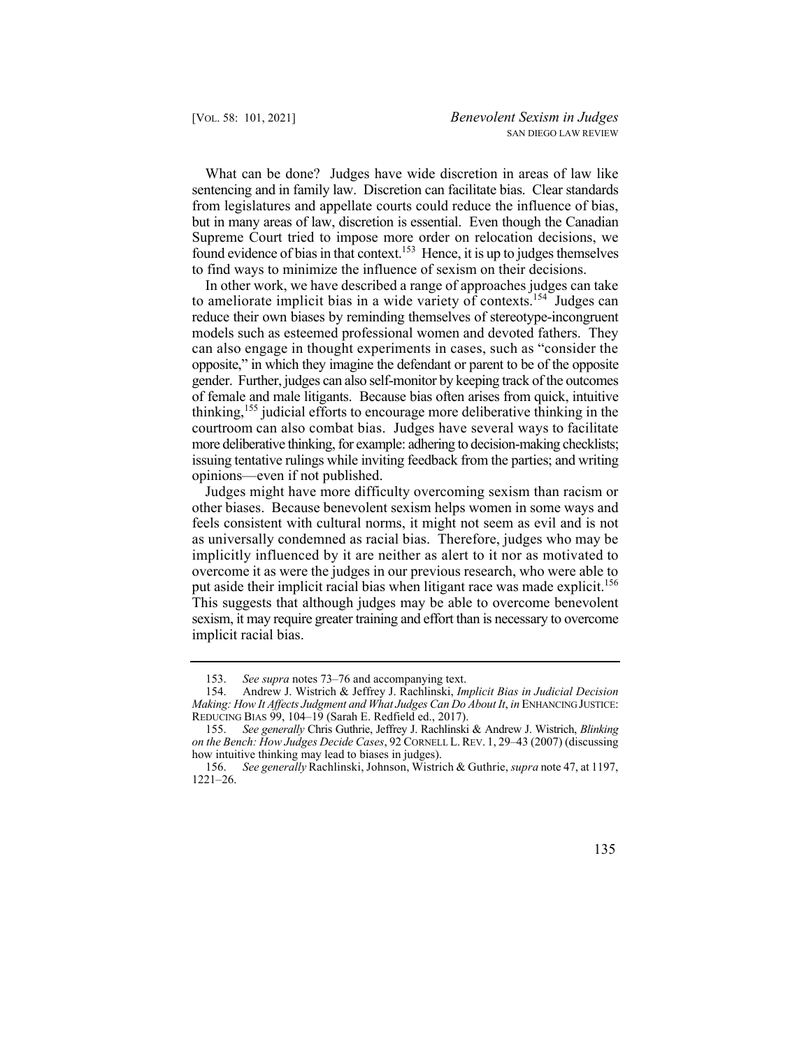What can be done? Judges have wide discretion in areas of law like sentencing and in family law. Discretion can facilitate bias. Clear standards from legislatures and appellate courts could reduce the influence of bias, but in many areas of law, discretion is essential. Even though the Canadian Supreme Court tried to impose more order on relocation decisions, we found evidence of bias in that context.[153] Hence, it is up to judges themselves to find ways to minimize the influence of sexism on their decisions.

In other work, we have described a range of approaches judges can take to ameliorate implicit bias in a wide variety of contexts.[154] Judges can reduce their own biases by reminding themselves of stereotype-incongruent models such as esteemed professional women and devoted fathers. They can also engage in thought experiments in cases, such as "consider the opposite," in which they imagine the defendant or parent to be of the opposite gender. Further, judges can also self-monitor by keeping track of the outcomes of female and male litigants. Because bias often arises from quick, intuitive thinking,[155] judicial efforts to encourage more deliberative thinking in the courtroom can also combat bias. Judges have several ways to facilitate more deliberative thinking, for example: adhering to decision-making checklists; issuing tentative rulings while inviting feedback from the parties; and writing opinions—even if not published.

Judges might have more difficulty overcoming sexism than racism or other biases. Because benevolent sexism helps women in some ways and feels consistent with cultural norms, it might not seem as evil and is not as universally condemned as racial bias. Therefore, judges who may be implicitly influenced by it are neither as alert to it nor as motivated to overcome it as were the judges in our previous research, who were able to put aside their implicit racial bias when litigant race was made explicit.[156] This suggests that although judges may be able to overcome benevolent sexism, it may require greater training and effort than is necessary to overcome implicit racial bias.

---

153. *See supra* notes 73–76 and accompanying text.

154. Andrew J. Wistrich & Jeffrey J. Rachlinski, *Implicit Bias in Judicial Decision Making: How It Affects Judgment and What Judges Can Do About It*, *in* ENHANCING JUSTICE: REDUCING BIAS 99, 104–19 (Sarah E. Redfield ed., 2017).

155. *See generally* Chris Guthrie, Jeffrey J. Rachlinski & Andrew J. Wistrich, *Blinking on the Bench: How Judges Decide Cases*, 92 CORNELL L. REV. 1, 29–43 (2007) (discussing how intuitive thinking may lead to biases in judges).

156. *See generally* Rachlinski, Johnson, Wistrich & Guthrie, *supra* note 47, at 1197, 1221–26.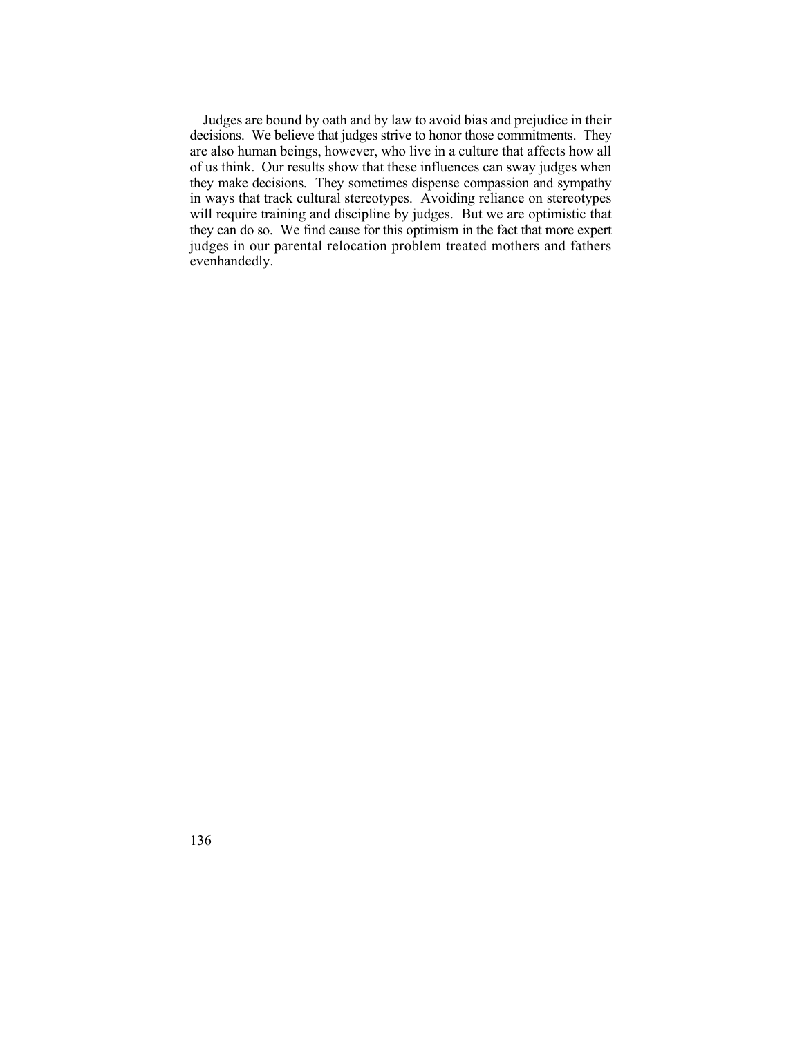Judges are bound by oath and by law to avoid bias and prejudice in their decisions. We believe that judges strive to honor those commitments. They are also human beings, however, who live in a culture that affects how all of us think. Our results show that these influences can sway judges when they make decisions. They sometimes dispense compassion and sympathy in ways that track cultural stereotypes. Avoiding reliance on stereotypes will require training and discipline by judges. But we are optimistic that they can do so. We find cause for this optimism in the fact that more expert judges in our parental relocation problem treated mothers and fathers evenhandedly.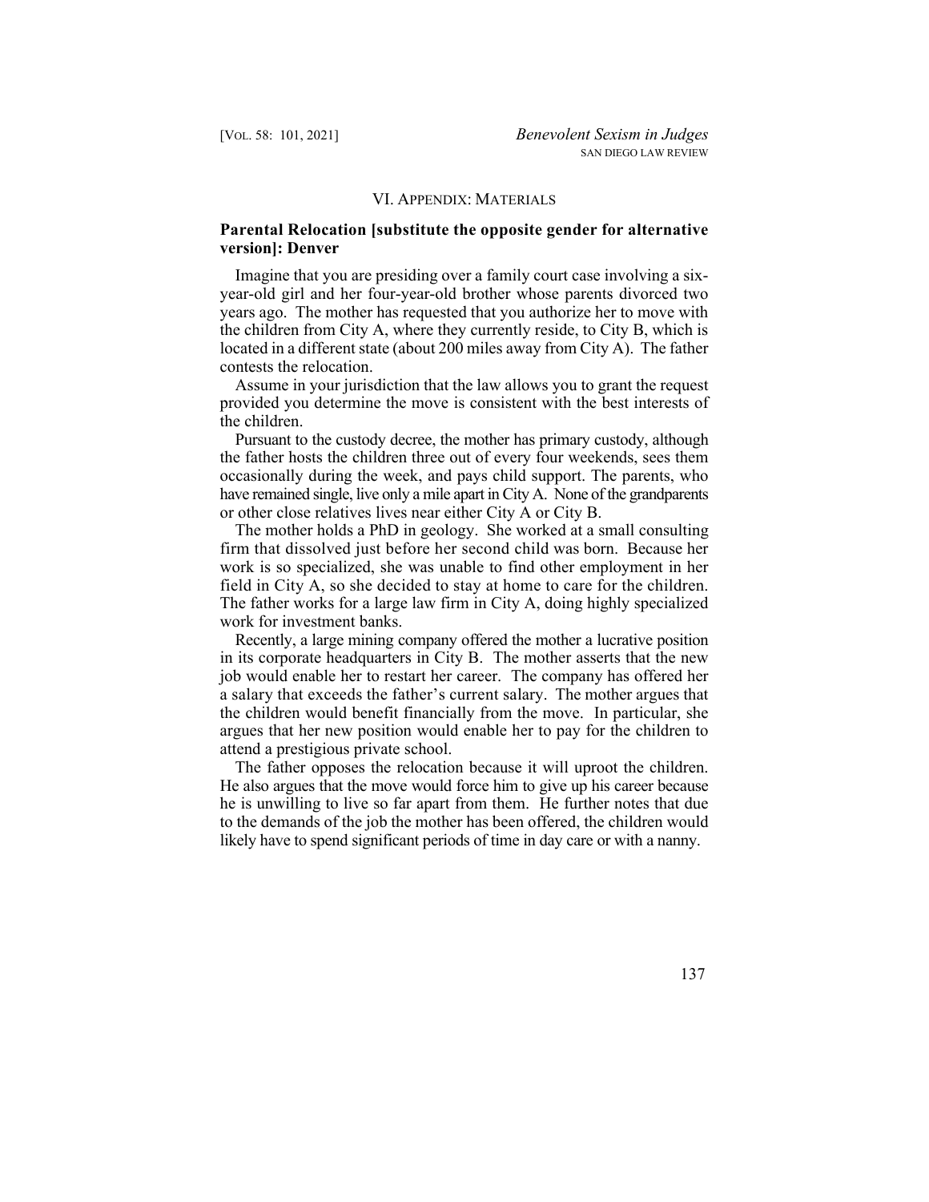## VI. Appendix: Materials

### Parental Relocation [substitute the opposite gender for alternative version]: Denver

Imagine that you are presiding over a family court case involving a six-year-old girl and her four-year-old brother whose parents divorced two years ago. The mother has requested that you authorize her to move with the children from City A, where they currently reside, to City B, which is located in a different state (about 200 miles away from City A). The father contests the relocation.

Assume in your jurisdiction that the law allows you to grant the request provided you determine the move is consistent with the best interests of the children.

Pursuant to the custody decree, the mother has primary custody, although the father hosts the children three out of every four weekends, sees them occasionally during the week, and pays child support. The parents, who have remained single, live only a mile apart in City A. None of the grandparents or other close relatives lives near either City A or City B.

The mother holds a PhD in geology. She worked at a small consulting firm that dissolved just before her second child was born. Because her work is so specialized, she was unable to find other employment in her field in City A, so she decided to stay at home to care for the children. The father works for a large law firm in City A, doing highly specialized work for investment banks.

Recently, a large mining company offered the mother a lucrative position in its corporate headquarters in City B. The mother asserts that the new job would enable her to restart her career. The company has offered her a salary that exceeds the father's current salary. The mother argues that the children would benefit financially from the move. In particular, she argues that her new position would enable her to pay for the children to attend a prestigious private school.

The father opposes the relocation because it will uproot the children. He also argues that the move would force him to give up his career because he is unwilling to live so far apart from them. He further notes that due to the demands of the job the mother has been offered, the children would likely have to spend significant periods of time in day care or with a nanny.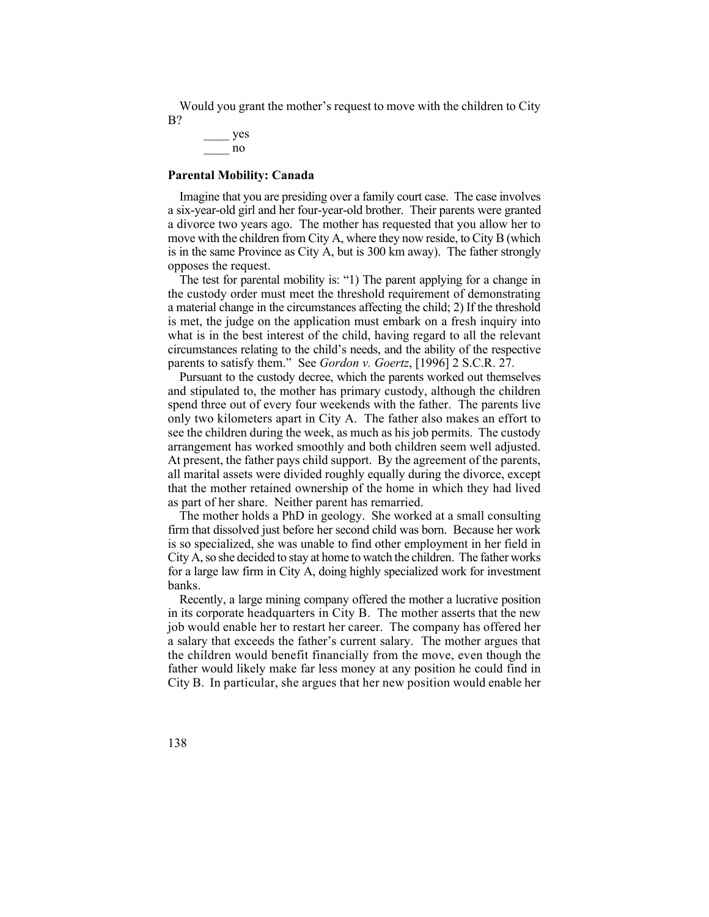Would you grant the mother's request to move with the children to City B?

____ yes
____ no

**Parental Mobility: Canada**

Imagine that you are presiding over a family court case. The case involves a six-year-old girl and her four-year-old brother. Their parents were granted a divorce two years ago. The mother has requested that you allow her to move with the children from City A, where they now reside, to City B (which is in the same Province as City A, but is 300 km away). The father strongly opposes the request.

The test for parental mobility is: "1) The parent applying for a change in the custody order must meet the threshold requirement of demonstrating a material change in the circumstances affecting the child; 2) If the threshold is met, the judge on the application must embark on a fresh inquiry into what is in the best interest of the child, having regard to all the relevant circumstances relating to the child's needs, and the ability of the respective parents to satisfy them." See *Gordon v. Goertz*, [1996] 2 S.C.R. 27.

Pursuant to the custody decree, which the parents worked out themselves and stipulated to, the mother has primary custody, although the children spend three out of every four weekends with the father. The parents live only two kilometers apart in City A. The father also makes an effort to see the children during the week, as much as his job permits. The custody arrangement has worked smoothly and both children seem well adjusted. At present, the father pays child support. By the agreement of the parents, all marital assets were divided roughly equally during the divorce, except that the mother retained ownership of the home in which they had lived as part of her share. Neither parent has remarried.

The mother holds a PhD in geology. She worked at a small consulting firm that dissolved just before her second child was born. Because her work is so specialized, she was unable to find other employment in her field in City A, so she decided to stay at home to watch the children. The father works for a large law firm in City A, doing highly specialized work for investment banks.

Recently, a large mining company offered the mother a lucrative position in its corporate headquarters in City B. The mother asserts that the new job would enable her to restart her career. The company has offered her a salary that exceeds the father's current salary. The mother argues that the children would benefit financially from the move, even though the father would likely make far less money at any position he could find in City B. In particular, she argues that her new position would enable her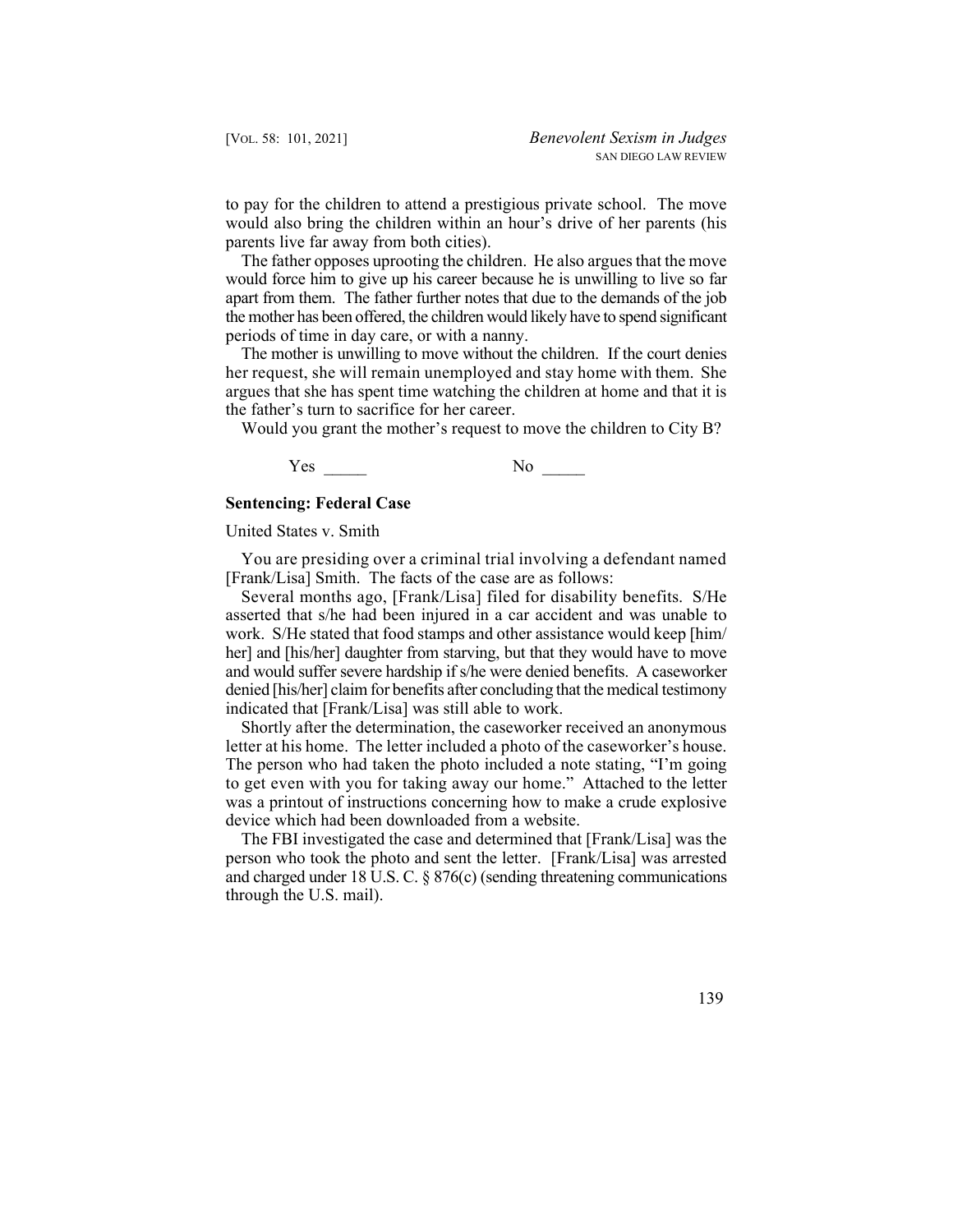to pay for the children to attend a prestigious private school. The move would also bring the children within an hour's drive of her parents (his parents live far away from both cities).

The father opposes uprooting the children. He also argues that the move would force him to give up his career because he is unwilling to live so far apart from them. The father further notes that due to the demands of the job the mother has been offered, the children would likely have to spend significant periods of time in day care, or with a nanny.

The mother is unwilling to move without the children. If the court denies her request, she will remain unemployed and stay home with them. She argues that she has spent time watching the children at home and that it is the father's turn to sacrifice for her career.

Would you grant the mother's request to move the children to City B?

Yes _____ No _____

**Sentencing: Federal Case**

United States v. Smith

You are presiding over a criminal trial involving a defendant named [Frank/Lisa] Smith. The facts of the case are as follows:

Several months ago, [Frank/Lisa] filed for disability benefits. S/He asserted that s/he had been injured in a car accident and was unable to work. S/He stated that food stamps and other assistance would keep [him/her] and [his/her] daughter from starving, but that they would have to move and would suffer severe hardship if s/he were denied benefits. A caseworker denied [his/her] claim for benefits after concluding that the medical testimony indicated that [Frank/Lisa] was still able to work.

Shortly after the determination, the caseworker received an anonymous letter at his home. The letter included a photo of the caseworker's house. The person who had taken the photo included a note stating, "I'm going to get even with you for taking away our home." Attached to the letter was a printout of instructions concerning how to make a crude explosive device which had been downloaded from a website.

The FBI investigated the case and determined that [Frank/Lisa] was the person who took the photo and sent the letter. [Frank/Lisa] was arrested and charged under 18 U.S. C. § 876(c) (sending threatening communications through the U.S. mail).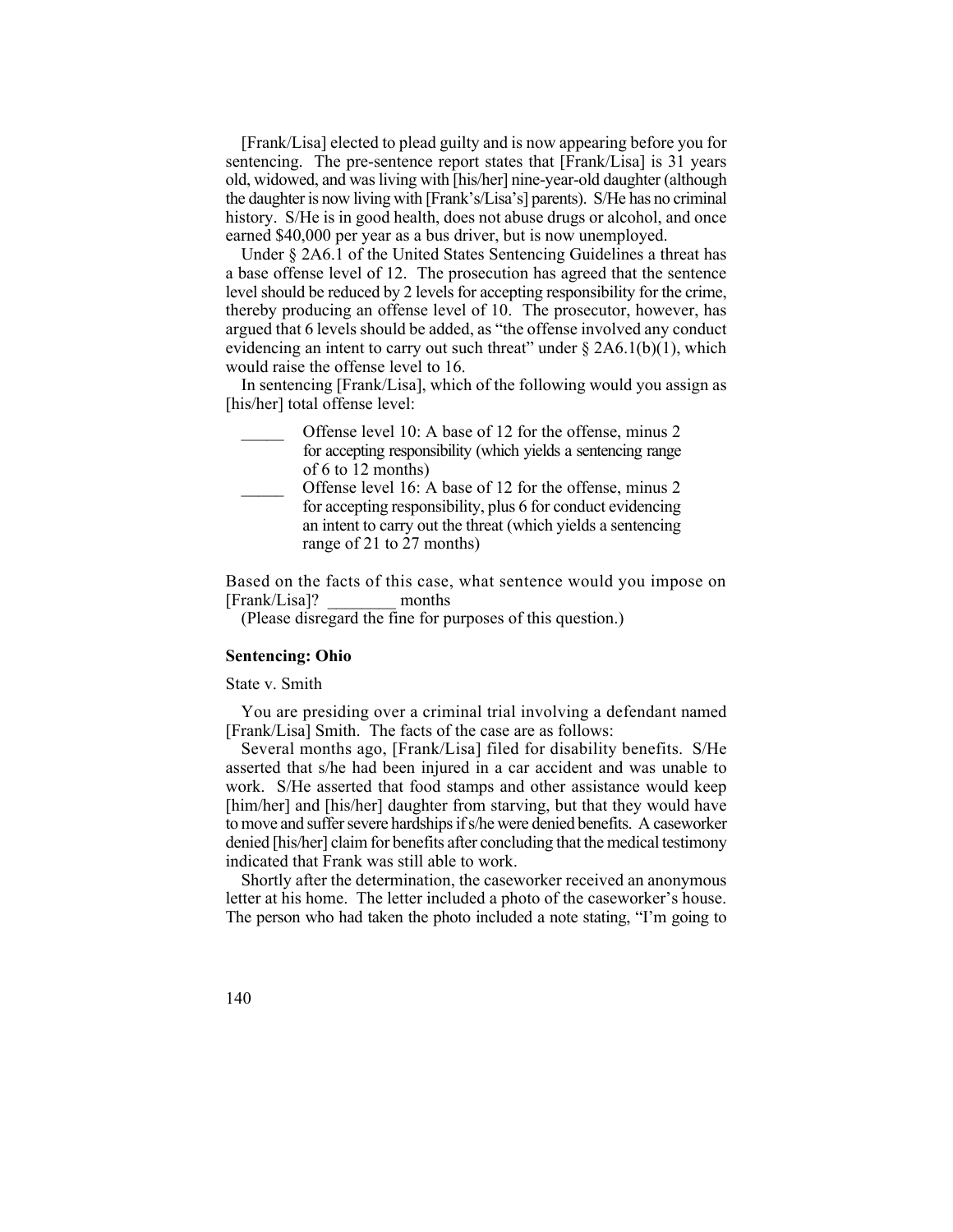[Frank/Lisa] elected to plead guilty and is now appearing before you for sentencing. The pre-sentence report states that [Frank/Lisa] is 31 years old, widowed, and was living with [his/her] nine-year-old daughter (although the daughter is now living with [Frank's/Lisa's] parents). S/He has no criminal history. S/He is in good health, does not abuse drugs or alcohol, and once earned $40,000 per year as a bus driver, but is now unemployed.

Under § 2A6.1 of the United States Sentencing Guidelines a threat has a base offense level of 12. The prosecution has agreed that the sentence level should be reduced by 2 levels for accepting responsibility for the crime, thereby producing an offense level of 10. The prosecutor, however, has argued that 6 levels should be added, as "the offense involved any conduct evidencing an intent to carry out such threat" under § 2A6.1(b)(1), which would raise the offense level to 16.

In sentencing [Frank/Lisa], which of the following would you assign as [his/her] total offense level:

- _____ Offense level 10: A base of 12 for the offense, minus 2 for accepting responsibility (which yields a sentencing range of 6 to 12 months)
- _____ Offense level 16: A base of 12 for the offense, minus 2 for accepting responsibility, plus 6 for conduct evidencing an intent to carry out the threat (which yields a sentencing range of 21 to 27 months)

Based on the facts of this case, what sentence would you impose on [Frank/Lisa]? ________ months

(Please disregard the fine for purposes of this question.)

**Sentencing: Ohio**

State v. Smith

You are presiding over a criminal trial involving a defendant named [Frank/Lisa] Smith. The facts of the case are as follows:

Several months ago, [Frank/Lisa] filed for disability benefits. S/He asserted that s/he had been injured in a car accident and was unable to work. S/He asserted that food stamps and other assistance would keep [him/her] and [his/her] daughter from starving, but that they would have to move and suffer severe hardships if s/he were denied benefits. A caseworker denied [his/her] claim for benefits after concluding that the medical testimony indicated that Frank was still able to work.

Shortly after the determination, the caseworker received an anonymous letter at his home. The letter included a photo of the caseworker's house. The person who had taken the photo included a note stating, "I'm going to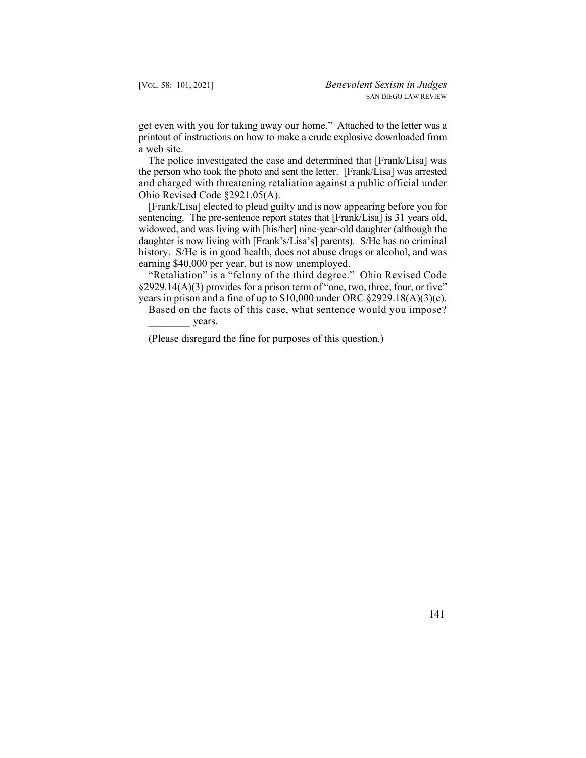get even with you for taking away our home." Attached to the letter was a printout of instructions on how to make a crude explosive downloaded from a web site.

The police investigated the case and determined that [Frank/Lisa] was the person who took the photo and sent the letter. [Frank/Lisa] was arrested and charged with threatening retaliation against a public official under Ohio Revised Code §2921.05(A).

[Frank/Lisa] elected to plead guilty and is now appearing before you for sentencing. The pre-sentence report states that [Frank/Lisa] is 31 years old, widowed, and was living with [his/her] nine-year-old daughter (although the daughter is now living with [Frank's/Lisa's] parents). S/He has no criminal history. S/He is in good health, does not abuse drugs or alcohol, and was earning $40,000 per year, but is now unemployed.

"Retaliation" is a "felony of the third degree." Ohio Revised Code §2929.14(A)(3) provides for a prison term of "one, two, three, four, or five" years in prison and a fine of up to $10,000 under ORC §2929.18(A)(3)(c).

Based on the facts of this case, what sentence would you impose? ________ years.

(Please disregard the fine for purposes of this question.)